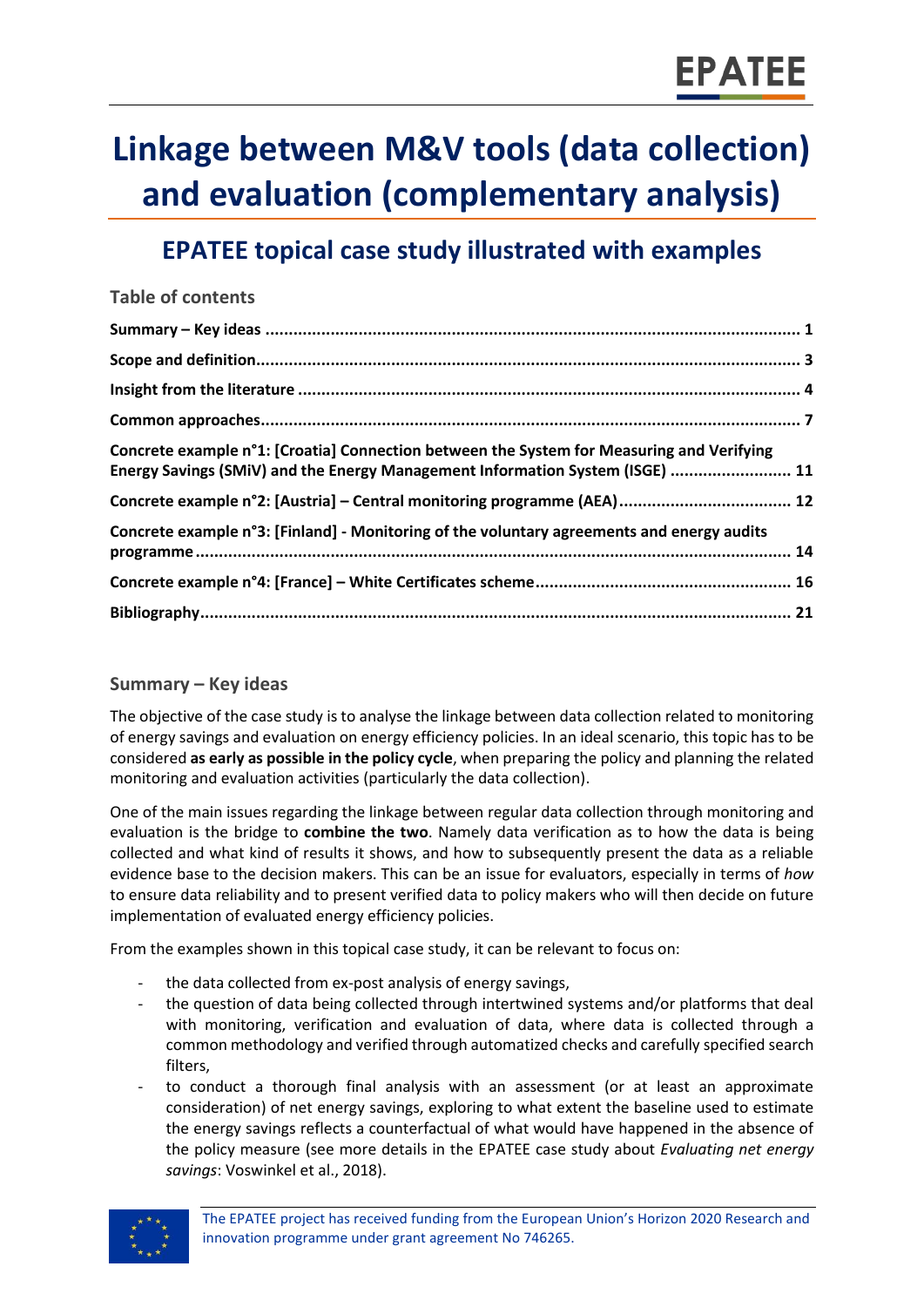# Linkage between M&V tools (data collection) and evaluation (complementary analysis)

## EPATEE topical case study illustrated with examples

### Table of contents

**Summary – Key ideas** ........ **1**

**Scope and definition** ........ **3**

**Insight from the literature** ........ **4**

**Common approaches** ........ **7**

**Concrete example n°1: [Croatia] Connection between the System for Measuring and Verifying Energy Savings (SMiV) and the Energy Management Information System (ISGE)** ........ **11**

**Concrete example n°2: [Austria] – Central monitoring programme (AEA)** ........ **12**

**Concrete example n°3: [Finland] - Monitoring of the voluntary agreements and energy audits programme** ........ **14**

**Concrete example n°4: [France] – White Certificates scheme** ........ **16**

**Bibliography** ........ **21**

### Summary – Key ideas

The objective of the case study is to analyse the linkage between data collection related to monitoring of energy savings and evaluation on energy efficiency policies. In an ideal scenario, this topic has to be considered **as early as possible in the policy cycle**, when preparing the policy and planning the related monitoring and evaluation activities (particularly the data collection).

One of the main issues regarding the linkage between regular data collection through monitoring and evaluation is the bridge to **combine the two**. Namely data verification as to how the data is being collected and what kind of results it shows, and how to subsequently present the data as a reliable evidence base to the decision makers. This can be an issue for evaluators, especially in terms of *how* to ensure data reliability and to present verified data to policy makers who will then decide on future implementation of evaluated energy efficiency policies.

From the examples shown in this topical case study, it can be relevant to focus on:

- the data collected from ex-post analysis of energy savings,
- the question of data being collected through intertwined systems and/or platforms that deal with monitoring, verification and evaluation of data, where data is collected through a common methodology and verified through automatized checks and carefully specified search filters,
- to conduct a thorough final analysis with an assessment (or at least an approximate consideration) of net energy savings, exploring to what extent the baseline used to estimate the energy savings reflects a counterfactual of what would have happened in the absence of the policy measure (see more details in the EPATEE case study about *Evaluating net energy savings*: Voswinkel et al., 2018).

The EPATEE project has received funding from the European Union's Horizon 2020 Research and innovation programme under grant agreement No 746265.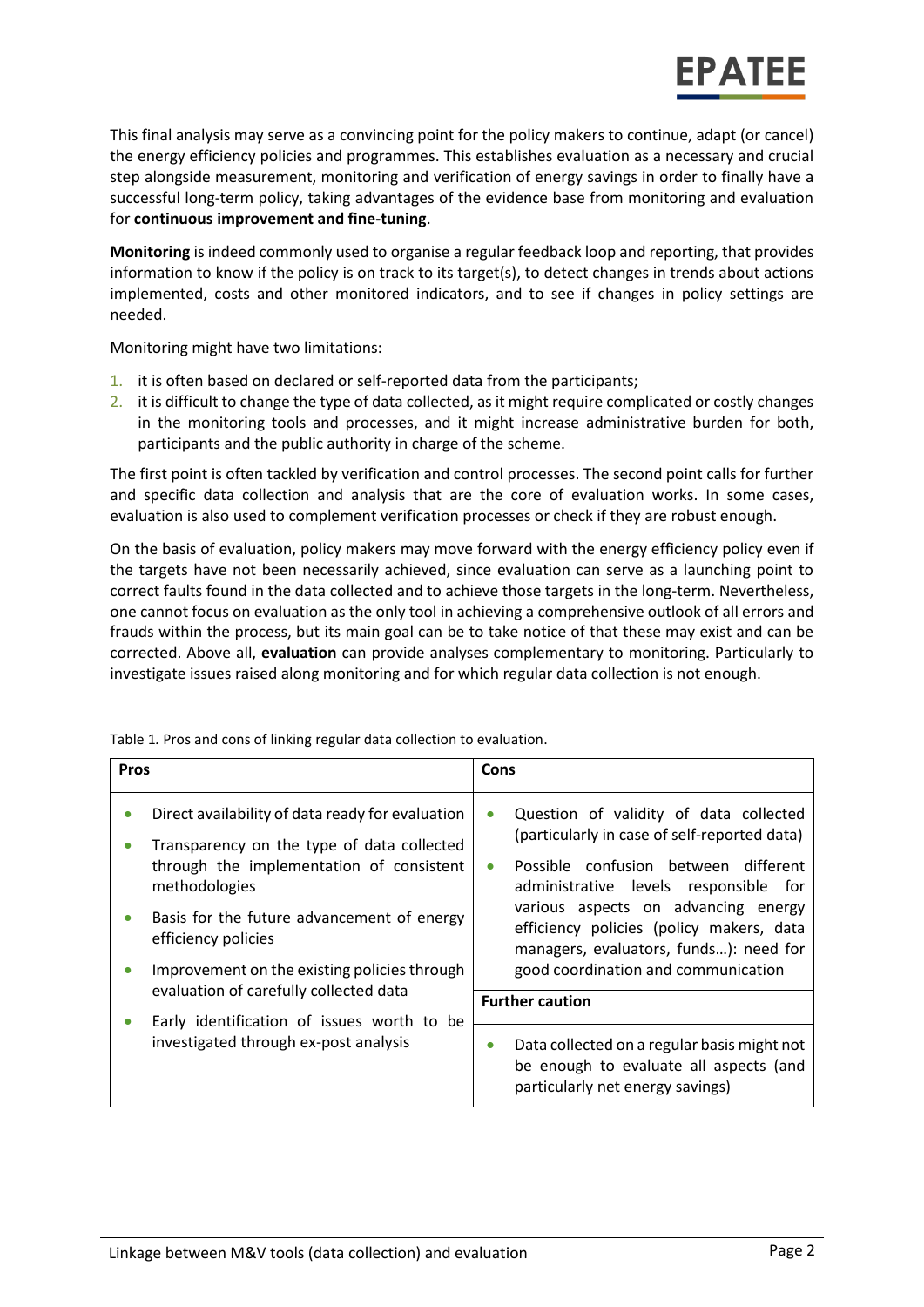This final analysis may serve as a convincing point for the policy makers to continue, adapt (or cancel) the energy efficiency policies and programmes. This establishes evaluation as a necessary and crucial step alongside measurement, monitoring and verification of energy savings in order to finally have a successful long-term policy, taking advantages of the evidence base from monitoring and evaluation for **continuous improvement and fine-tuning**.

**Monitoring** is indeed commonly used to organise a regular feedback loop and reporting, that provides information to know if the policy is on track to its target(s), to detect changes in trends about actions implemented, costs and other monitored indicators, and to see if changes in policy settings are needed.

Monitoring might have two limitations:

1. it is often based on declared or self-reported data from the participants;
2. it is difficult to change the type of data collected, as it might require complicated or costly changes in the monitoring tools and processes, and it might increase administrative burden for both, participants and the public authority in charge of the scheme.

The first point is often tackled by verification and control processes. The second point calls for further and specific data collection and analysis that are the core of evaluation works. In some cases, evaluation is also used to complement verification processes or check if they are robust enough.

On the basis of evaluation, policy makers may move forward with the energy efficiency policy even if the targets have not been necessarily achieved, since evaluation can serve as a launching point to correct faults found in the data collected and to achieve those targets in the long-term. Nevertheless, one cannot focus on evaluation as the only tool in achieving a comprehensive outlook of all errors and frauds within the process, but its main goal can be to take notice of that these may exist and can be corrected. Above all, **evaluation** can provide analyses complementary to monitoring. Particularly to investigate issues raised along monitoring and for which regular data collection is not enough.

Table 1. Pros and cons of linking regular data collection to evaluation.

| Pros | Cons |
| --- | --- |
| • Direct availability of data ready for evaluation<br>• Transparency on the type of data collected through the implementation of consistent methodologies<br>• Basis for the future advancement of energy efficiency policies<br>• Improvement on the existing policies through evaluation of carefully collected data<br>• Early identification of issues worth to be investigated through ex-post analysis | • Question of validity of data collected (particularly in case of self-reported data)<br>• Possible confusion between different administrative levels responsible for various aspects on advancing energy efficiency policies (policy makers, data managers, evaluators, funds…): need for good coordination and communication<br>**Further caution**<br>• Data collected on a regular basis might not be enough to evaluate all aspects (and particularly net energy savings) |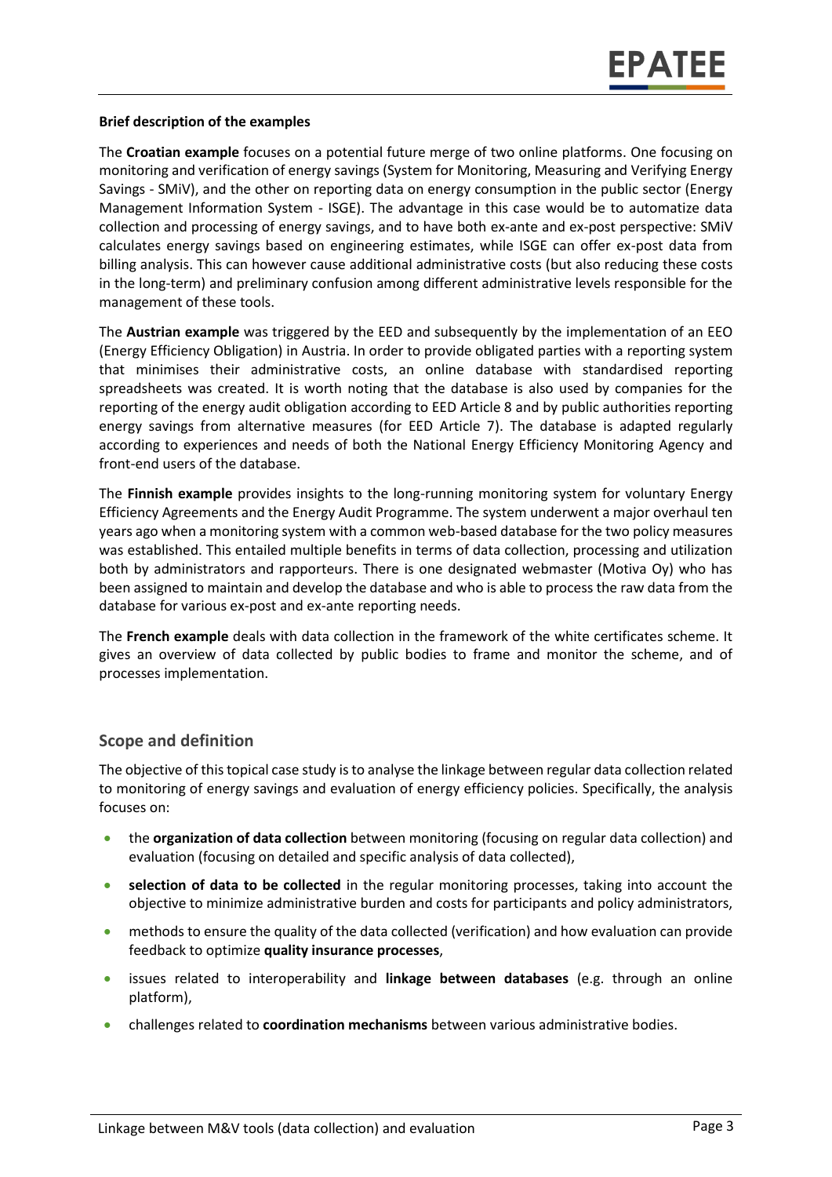**Brief description of the examples**

The **Croatian example** focuses on a potential future merge of two online platforms. One focusing on monitoring and verification of energy savings (System for Monitoring, Measuring and Verifying Energy Savings - SMiV), and the other on reporting data on energy consumption in the public sector (Energy Management Information System - ISGE). The advantage in this case would be to automatize data collection and processing of energy savings, and to have both ex-ante and ex-post perspective: SMiV calculates energy savings based on engineering estimates, while ISGE can offer ex-post data from billing analysis. This can however cause additional administrative costs (but also reducing these costs in the long-term) and preliminary confusion among different administrative levels responsible for the management of these tools.

The **Austrian example** was triggered by the EED and subsequently by the implementation of an EEO (Energy Efficiency Obligation) in Austria. In order to provide obligated parties with a reporting system that minimises their administrative costs, an online database with standardised reporting spreadsheets was created. It is worth noting that the database is also used by companies for the reporting of the energy audit obligation according to EED Article 8 and by public authorities reporting energy savings from alternative measures (for EED Article 7). The database is adapted regularly according to experiences and needs of both the National Energy Efficiency Monitoring Agency and front-end users of the database.

The **Finnish example** provides insights to the long-running monitoring system for voluntary Energy Efficiency Agreements and the Energy Audit Programme. The system underwent a major overhaul ten years ago when a monitoring system with a common web-based database for the two policy measures was established. This entailed multiple benefits in terms of data collection, processing and utilization both by administrators and rapporteurs. There is one designated webmaster (Motiva Oy) who has been assigned to maintain and develop the database and who is able to process the raw data from the database for various ex-post and ex-ante reporting needs.

The **French example** deals with data collection in the framework of the white certificates scheme. It gives an overview of data collected by public bodies to frame and monitor the scheme, and of processes implementation.

## Scope and definition

The objective of this topical case study is to analyse the linkage between regular data collection related to monitoring of energy savings and evaluation of energy efficiency policies. Specifically, the analysis focuses on:

- the **organization of data collection** between monitoring (focusing on regular data collection) and evaluation (focusing on detailed and specific analysis of data collected),
- **selection of data to be collected** in the regular monitoring processes, taking into account the objective to minimize administrative burden and costs for participants and policy administrators,
- methods to ensure the quality of the data collected (verification) and how evaluation can provide feedback to optimize **quality insurance processes**,
- issues related to interoperability and **linkage between databases** (e.g. through an online platform),
- challenges related to **coordination mechanisms** between various administrative bodies.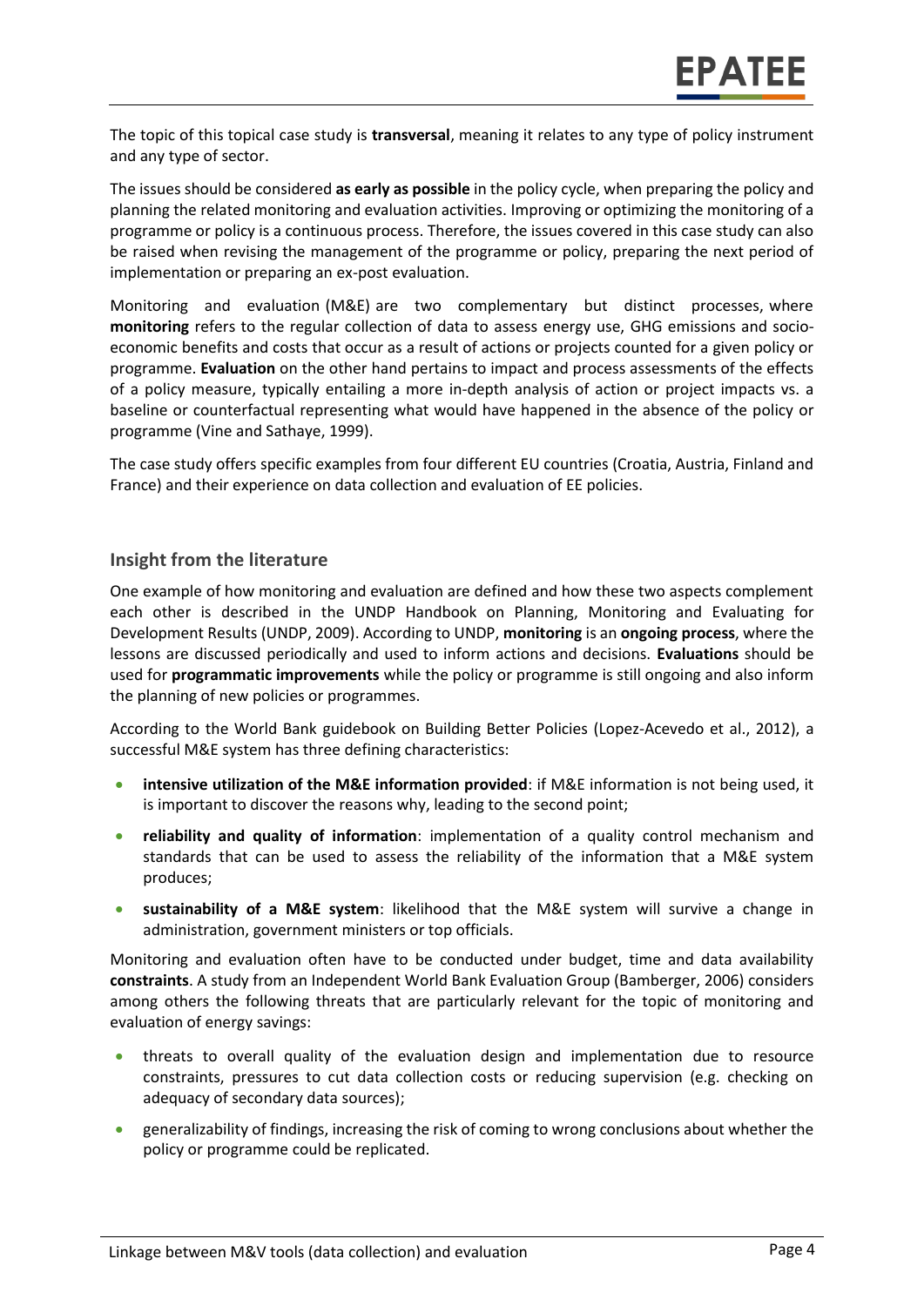The topic of this topical case study is **transversal**, meaning it relates to any type of policy instrument and any type of sector.

The issues should be considered **as early as possible** in the policy cycle, when preparing the policy and planning the related monitoring and evaluation activities. Improving or optimizing the monitoring of a programme or policy is a continuous process. Therefore, the issues covered in this case study can also be raised when revising the management of the programme or policy, preparing the next period of implementation or preparing an ex-post evaluation.

Monitoring and evaluation (M&E) are two complementary but distinct processes, where **monitoring** refers to the regular collection of data to assess energy use, GHG emissions and socio-economic benefits and costs that occur as a result of actions or projects counted for a given policy or programme. **Evaluation** on the other hand pertains to impact and process assessments of the effects of a policy measure, typically entailing a more in-depth analysis of action or project impacts vs. a baseline or counterfactual representing what would have happened in the absence of the policy or programme (Vine and Sathaye, 1999).

The case study offers specific examples from four different EU countries (Croatia, Austria, Finland and France) and their experience on data collection and evaluation of EE policies.

## Insight from the literature

One example of how monitoring and evaluation are defined and how these two aspects complement each other is described in the UNDP Handbook on Planning, Monitoring and Evaluating for Development Results (UNDP, 2009). According to UNDP, **monitoring** is an **ongoing process**, where the lessons are discussed periodically and used to inform actions and decisions. **Evaluations** should be used for **programmatic improvements** while the policy or programme is still ongoing and also inform the planning of new policies or programmes.

According to the World Bank guidebook on Building Better Policies (Lopez-Acevedo et al., 2012), a successful M&E system has three defining characteristics:

- **intensive utilization of the M&E information provided**: if M&E information is not being used, it is important to discover the reasons why, leading to the second point;
- **reliability and quality of information**: implementation of a quality control mechanism and standards that can be used to assess the reliability of the information that a M&E system produces;
- **sustainability of a M&E system**: likelihood that the M&E system will survive a change in administration, government ministers or top officials.

Monitoring and evaluation often have to be conducted under budget, time and data availability **constraints**. A study from an Independent World Bank Evaluation Group (Bamberger, 2006) considers among others the following threats that are particularly relevant for the topic of monitoring and evaluation of energy savings:

- threats to overall quality of the evaluation design and implementation due to resource constraints, pressures to cut data collection costs or reducing supervision (e.g. checking on adequacy of secondary data sources);
- generalizability of findings, increasing the risk of coming to wrong conclusions about whether the policy or programme could be replicated.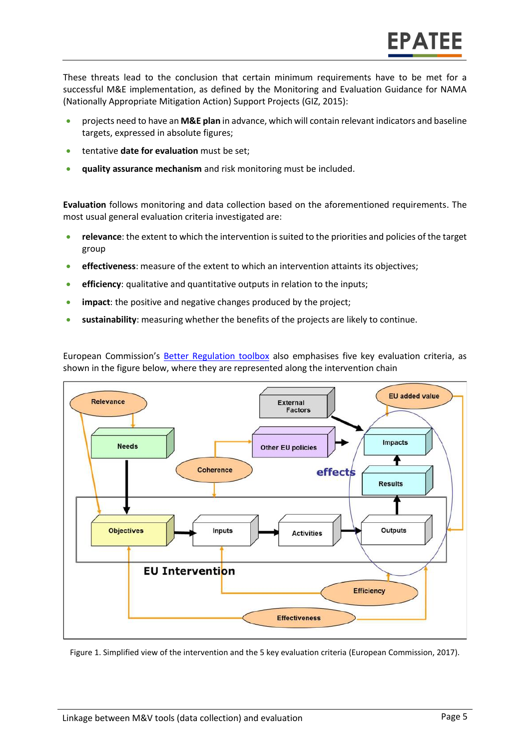These threats lead to the conclusion that certain minimum requirements have to be met for a successful M&E implementation, as defined by the Monitoring and Evaluation Guidance for NAMA (Nationally Appropriate Mitigation Action) Support Projects (GIZ, 2015):

- projects need to have an **M&E plan** in advance, which will contain relevant indicators and baseline targets, expressed in absolute figures;
- tentative **date for evaluation** must be set;
- **quality assurance mechanism** and risk monitoring must be included.

**Evaluation** follows monitoring and data collection based on the aforementioned requirements. The most usual general evaluation criteria investigated are:

- **relevance**: the extent to which the intervention is suited to the priorities and policies of the target group
- **effectiveness**: measure of the extent to which an intervention attaints its objectives;
- **efficiency**: qualitative and quantitative outputs in relation to the inputs;
- **impact**: the positive and negative changes produced by the project;
- **sustainability**: measuring whether the benefits of the projects are likely to continue.

European Commission's Better Regulation toolbox also emphasises five key evaluation criteria, as shown in the figure below, where they are represented along the intervention chain

Figure 1. Simplified view of the intervention and the 5 key evaluation criteria (European Commission, 2017).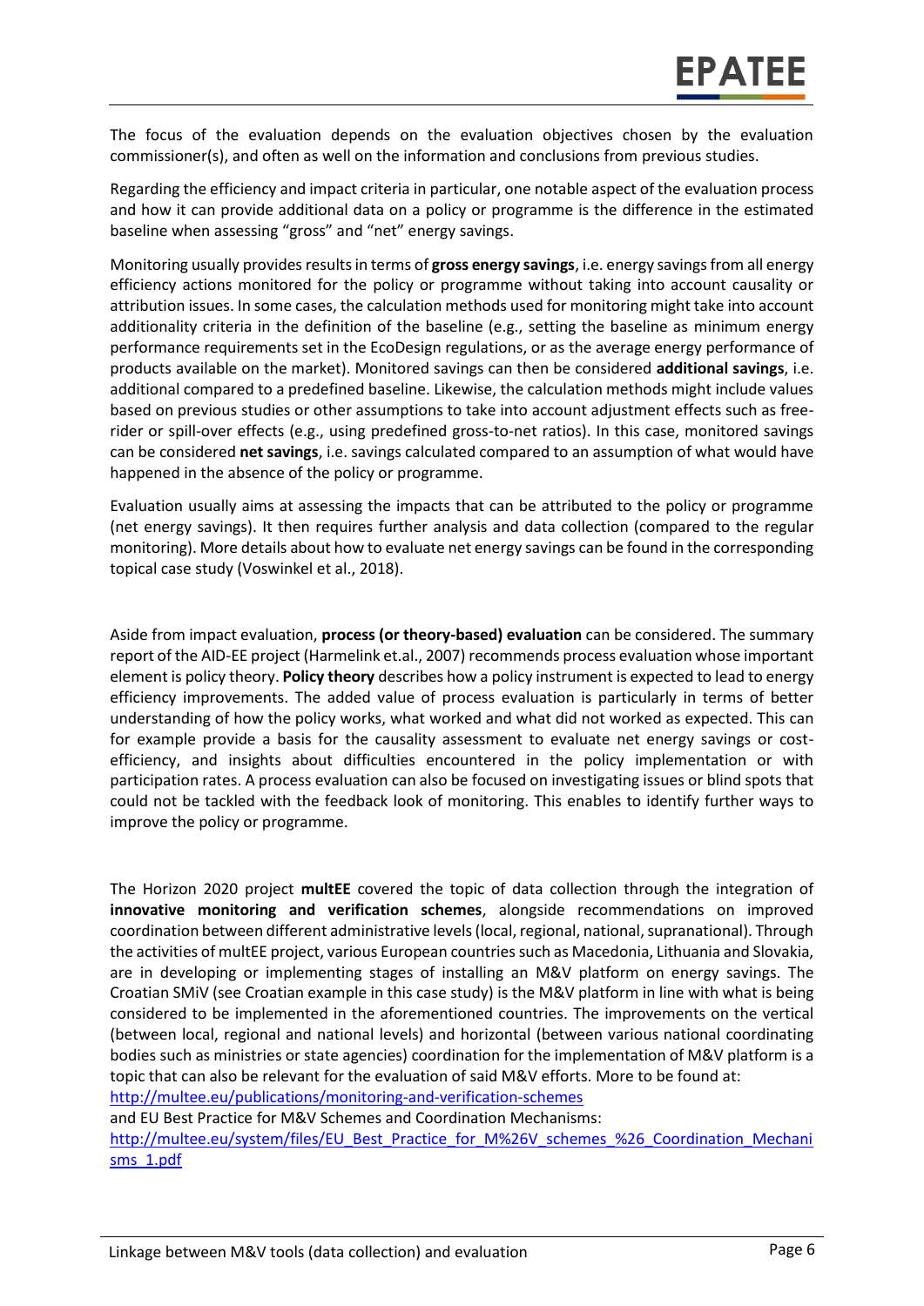The focus of the evaluation depends on the evaluation objectives chosen by the evaluation commissioner(s), and often as well on the information and conclusions from previous studies.

Regarding the efficiency and impact criteria in particular, one notable aspect of the evaluation process and how it can provide additional data on a policy or programme is the difference in the estimated baseline when assessing "gross" and "net" energy savings.

Monitoring usually provides results in terms of **gross energy savings**, i.e. energy savings from all energy efficiency actions monitored for the policy or programme without taking into account causality or attribution issues. In some cases, the calculation methods used for monitoring might take into account additionality criteria in the definition of the baseline (e.g., setting the baseline as minimum energy performance requirements set in the EcoDesign regulations, or as the average energy performance of products available on the market). Monitored savings can then be considered **additional savings**, i.e. additional compared to a predefined baseline. Likewise, the calculation methods might include values based on previous studies or other assumptions to take into account adjustment effects such as free-rider or spill-over effects (e.g., using predefined gross-to-net ratios). In this case, monitored savings can be considered **net savings**, i.e. savings calculated compared to an assumption of what would have happened in the absence of the policy or programme.

Evaluation usually aims at assessing the impacts that can be attributed to the policy or programme (net energy savings). It then requires further analysis and data collection (compared to the regular monitoring). More details about how to evaluate net energy savings can be found in the corresponding topical case study (Voswinkel et al., 2018).

Aside from impact evaluation, **process (or theory-based) evaluation** can be considered. The summary report of the AID-EE project (Harmelink et.al., 2007) recommends process evaluation whose important element is policy theory. **Policy theory** describes how a policy instrument is expected to lead to energy efficiency improvements. The added value of process evaluation is particularly in terms of better understanding of how the policy works, what worked and what did not worked as expected. This can for example provide a basis for the causality assessment to evaluate net energy savings or cost-efficiency, and insights about difficulties encountered in the policy implementation or with participation rates. A process evaluation can also be focused on investigating issues or blind spots that could not be tackled with the feedback look of monitoring. This enables to identify further ways to improve the policy or programme.

The Horizon 2020 project **multEE** covered the topic of data collection through the integration of **innovative monitoring and verification schemes**, alongside recommendations on improved coordination between different administrative levels (local, regional, national, supranational). Through the activities of multEE project, various European countries such as Macedonia, Lithuania and Slovakia, are in developing or implementing stages of installing an M&V platform on energy savings. The Croatian SMiV (see Croatian example in this case study) is the M&V platform in line with what is being considered to be implemented in the aforementioned countries. The improvements on the vertical (between local, regional and national levels) and horizontal (between various national coordinating bodies such as ministries or state agencies) coordination for the implementation of M&V platform is a topic that can also be relevant for the evaluation of said M&V efforts. More to be found at:
http://multee.eu/publications/monitoring-and-verification-schemes
and EU Best Practice for M&V Schemes and Coordination Mechanisms:
http://multee.eu/system/files/EU_Best_Practice_for_M%26V_schemes_%26_Coordination_Mechanisms_1.pdf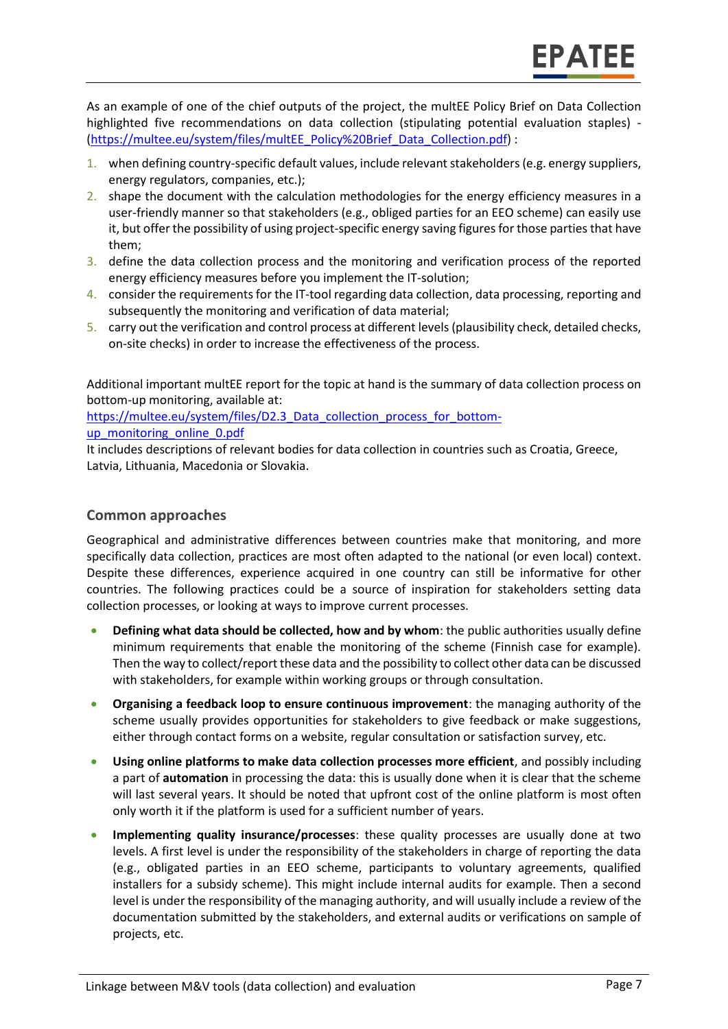As an example of one of the chief outputs of the project, the multEE Policy Brief on Data Collection highlighted five recommendations on data collection (stipulating potential evaluation staples) - ([https://multee.eu/system/files/multEE_Policy%20Brief_Data_Collection.pdf](https://multee.eu/system/files/multEE_Policy%20Brief_Data_Collection.pdf)) :

1. when defining country-specific default values, include relevant stakeholders (e.g. energy suppliers, energy regulators, companies, etc.);
2. shape the document with the calculation methodologies for the energy efficiency measures in a user-friendly manner so that stakeholders (e.g., obliged parties for an EEO scheme) can easily use it, but offer the possibility of using project-specific energy saving figures for those parties that have them;
3. define the data collection process and the monitoring and verification process of the reported energy efficiency measures before you implement the IT-solution;
4. consider the requirements for the IT-tool regarding data collection, data processing, reporting and subsequently the monitoring and verification of data material;
5. carry out the verification and control process at different levels (plausibility check, detailed checks, on-site checks) in order to increase the effectiveness of the process.

Additional important multEE report for the topic at hand is the summary of data collection process on bottom-up monitoring, available at:
[https://multee.eu/system/files/D2.3_Data_collection_process_for_bottom-up_monitoring_online_0.pdf](https://multee.eu/system/files/D2.3_Data_collection_process_for_bottom-up_monitoring_online_0.pdf)
It includes descriptions of relevant bodies for data collection in countries such as Croatia, Greece, Latvia, Lithuania, Macedonia or Slovakia.

## Common approaches

Geographical and administrative differences between countries make that monitoring, and more specifically data collection, practices are most often adapted to the national (or even local) context. Despite these differences, experience acquired in one country can still be informative for other countries. The following practices could be a source of inspiration for stakeholders setting data collection processes, or looking at ways to improve current processes.

- **Defining what data should be collected, how and by whom**: the public authorities usually define minimum requirements that enable the monitoring of the scheme (Finnish case for example). Then the way to collect/report these data and the possibility to collect other data can be discussed with stakeholders, for example within working groups or through consultation.
- **Organising a feedback loop to ensure continuous improvement**: the managing authority of the scheme usually provides opportunities for stakeholders to give feedback or make suggestions, either through contact forms on a website, regular consultation or satisfaction survey, etc.
- **Using online platforms to make data collection processes more efficient**, and possibly including a part of **automation** in processing the data: this is usually done when it is clear that the scheme will last several years. It should be noted that upfront cost of the online platform is most often only worth it if the platform is used for a sufficient number of years.
- **Implementing quality insurance/processes**: these quality processes are usually done at two levels. A first level is under the responsibility of the stakeholders in charge of reporting the data (e.g., obligated parties in an EEO scheme, participants to voluntary agreements, qualified installers for a subsidy scheme). This might include internal audits for example. Then a second level is under the responsibility of the managing authority, and will usually include a review of the documentation submitted by the stakeholders, and external audits or verifications on sample of projects, etc.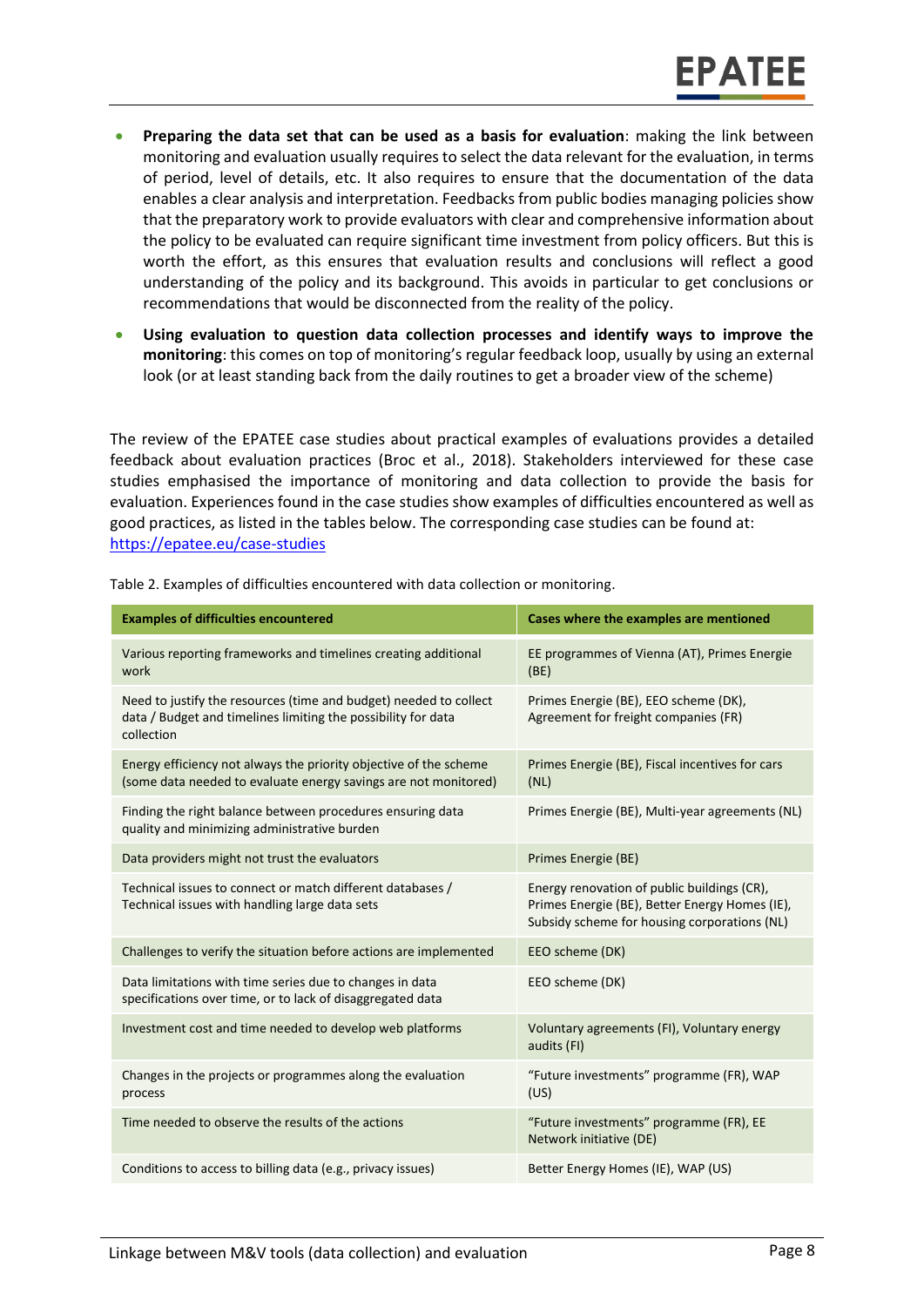- **Preparing the data set that can be used as a basis for evaluation**: making the link between monitoring and evaluation usually requires to select the data relevant for the evaluation, in terms of period, level of details, etc. It also requires to ensure that the documentation of the data enables a clear analysis and interpretation. Feedbacks from public bodies managing policies show that the preparatory work to provide evaluators with clear and comprehensive information about the policy to be evaluated can require significant time investment from policy officers. But this is worth the effort, as this ensures that evaluation results and conclusions will reflect a good understanding of the policy and its background. This avoids in particular to get conclusions or recommendations that would be disconnected from the reality of the policy.
- **Using evaluation to question data collection processes and identify ways to improve the monitoring**: this comes on top of monitoring's regular feedback loop, usually by using an external look (or at least standing back from the daily routines to get a broader view of the scheme)

The review of the EPATEE case studies about practical examples of evaluations provides a detailed feedback about evaluation practices (Broc et al., 2018). Stakeholders interviewed for these case studies emphasised the importance of monitoring and data collection to provide the basis for evaluation. Experiences found in the case studies show examples of difficulties encountered as well as good practices, as listed in the tables below. The corresponding case studies can be found at: https://epatee.eu/case-studies

Table 2. Examples of difficulties encountered with data collection or monitoring.

| Examples of difficulties encountered | Cases where the examples are mentioned |
|---|---|
| Various reporting frameworks and timelines creating additional work | EE programmes of Vienna (AT), Primes Energie (BE) |
| Need to justify the resources (time and budget) needed to collect data / Budget and timelines limiting the possibility for data collection | Primes Energie (BE), EEO scheme (DK), Agreement for freight companies (FR) |
| Energy efficiency not always the priority objective of the scheme (some data needed to evaluate energy savings are not monitored) | Primes Energie (BE), Fiscal incentives for cars (NL) |
| Finding the right balance between procedures ensuring data quality and minimizing administrative burden | Primes Energie (BE), Multi-year agreements (NL) |
| Data providers might not trust the evaluators | Primes Energie (BE) |
| Technical issues to connect or match different databases / Technical issues with handling large data sets | Energy renovation of public buildings (CR), Primes Energie (BE), Better Energy Homes (IE), Subsidy scheme for housing corporations (NL) |
| Challenges to verify the situation before actions are implemented | EEO scheme (DK) |
| Data limitations with time series due to changes in data specifications over time, or to lack of disaggregated data | EEO scheme (DK) |
| Investment cost and time needed to develop web platforms | Voluntary agreements (FI), Voluntary energy audits (FI) |
| Changes in the projects or programmes along the evaluation process | "Future investments" programme (FR), WAP (US) |
| Time needed to observe the results of the actions | "Future investments" programme (FR), EE Network initiative (DE) |
| Conditions to access to billing data (e.g., privacy issues) | Better Energy Homes (IE), WAP (US) |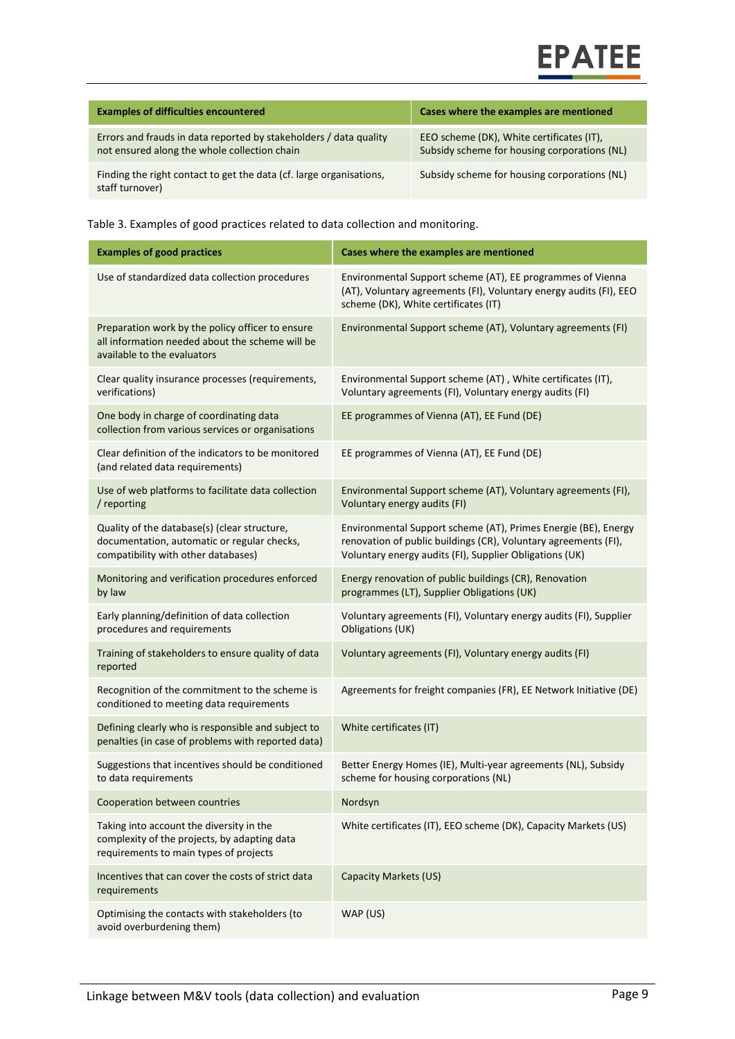| Examples of difficulties encountered | Cases where the examples are mentioned |
| --- | --- |
| Errors and frauds in data reported by stakeholders / data quality not ensured along the whole collection chain | EEO scheme (DK), White certificates (IT), Subsidy scheme for housing corporations (NL) |
| Finding the right contact to get the data (cf. large organisations, staff turnover) | Subsidy scheme for housing corporations (NL) |

Table 3. Examples of good practices related to data collection and monitoring.

| Examples of good practices | Cases where the examples are mentioned |
| --- | --- |
| Use of standardized data collection procedures | Environmental Support scheme (AT), EE programmes of Vienna (AT), Voluntary agreements (FI), Voluntary energy audits (FI), EEO scheme (DK), White certificates (IT) |
| Preparation work by the policy officer to ensure all information needed about the scheme will be available to the evaluators | Environmental Support scheme (AT), Voluntary agreements (FI) |
| Clear quality insurance processes (requirements, verifications) | Environmental Support scheme (AT) , White certificates (IT), Voluntary agreements (FI), Voluntary energy audits (FI) |
| One body in charge of coordinating data collection from various services or organisations | EE programmes of Vienna (AT), EE Fund (DE) |
| Clear definition of the indicators to be monitored (and related data requirements) | EE programmes of Vienna (AT), EE Fund (DE) |
| Use of web platforms to facilitate data collection / reporting | Environmental Support scheme (AT), Voluntary agreements (FI), Voluntary energy audits (FI) |
| Quality of the database(s) (clear structure, documentation, automatic or regular checks, compatibility with other databases) | Environmental Support scheme (AT), Primes Energie (BE), Energy renovation of public buildings (CR), Voluntary agreements (FI), Voluntary energy audits (FI), Supplier Obligations (UK) |
| Monitoring and verification procedures enforced by law | Energy renovation of public buildings (CR), Renovation programmes (LT), Supplier Obligations (UK) |
| Early planning/definition of data collection procedures and requirements | Voluntary agreements (FI), Voluntary energy audits (FI), Supplier Obligations (UK) |
| Training of stakeholders to ensure quality of data reported | Voluntary agreements (FI), Voluntary energy audits (FI) |
| Recognition of the commitment to the scheme is conditioned to meeting data requirements | Agreements for freight companies (FR), EE Network Initiative (DE) |
| Defining clearly who is responsible and subject to penalties (in case of problems with reported data) | White certificates (IT) |
| Suggestions that incentives should be conditioned to data requirements | Better Energy Homes (IE), Multi-year agreements (NL), Subsidy scheme for housing corporations (NL) |
| Cooperation between countries | Nordsyn |
| Taking into account the diversity in the complexity of the projects, by adapting data requirements to main types of projects | White certificates (IT), EEO scheme (DK), Capacity Markets (US) |
| Incentives that can cover the costs of strict data requirements | Capacity Markets (US) |
| Optimising the contacts with stakeholders (to avoid overburdening them) | WAP (US) |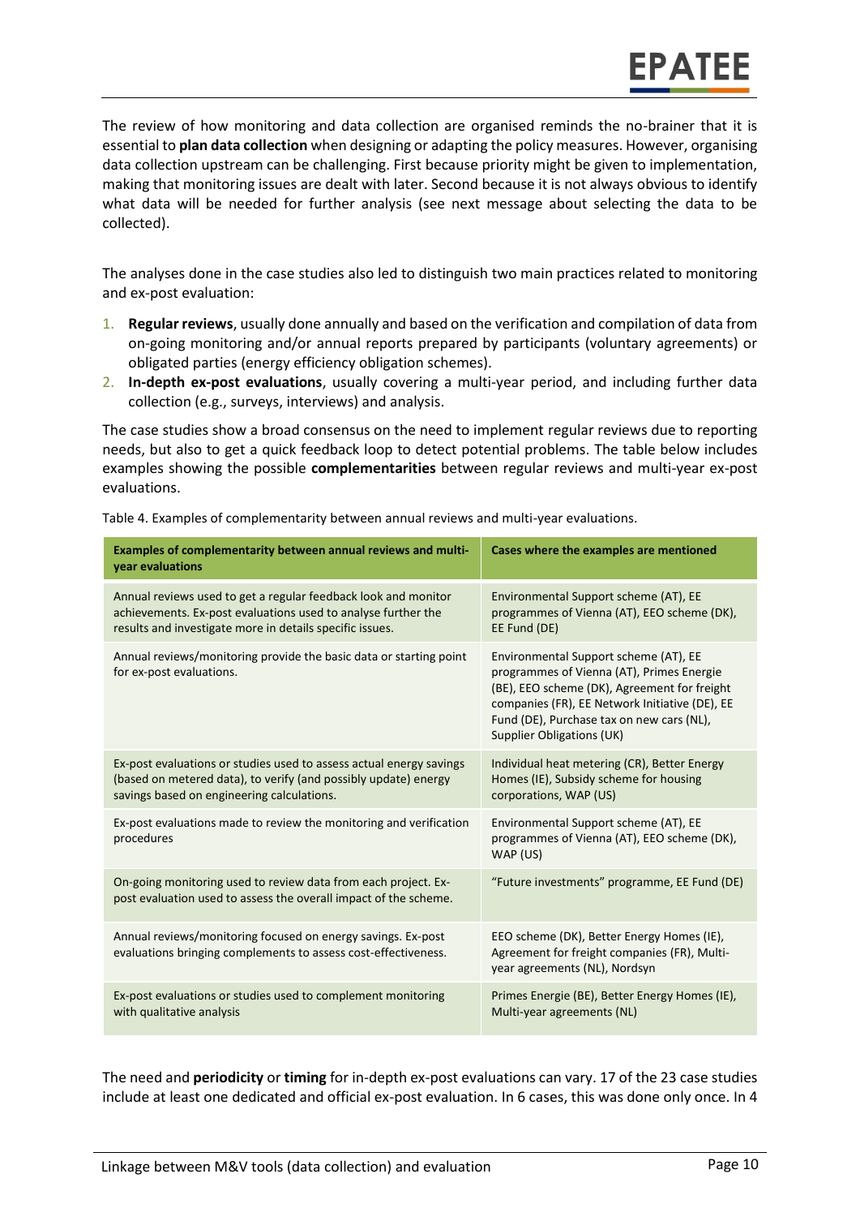The review of how monitoring and data collection are organised reminds the no-brainer that it is essential to **plan data collection** when designing or adapting the policy measures. However, organising data collection upstream can be challenging. First because priority might be given to implementation, making that monitoring issues are dealt with later. Second because it is not always obvious to identify what data will be needed for further analysis (see next message about selecting the data to be collected).

The analyses done in the case studies also led to distinguish two main practices related to monitoring and ex-post evaluation:

1. **Regular reviews**, usually done annually and based on the verification and compilation of data from on-going monitoring and/or annual reports prepared by participants (voluntary agreements) or obligated parties (energy efficiency obligation schemes).
2. **In-depth ex-post evaluations**, usually covering a multi-year period, and including further data collection (e.g., surveys, interviews) and analysis.

The case studies show a broad consensus on the need to implement regular reviews due to reporting needs, but also to get a quick feedback loop to detect potential problems. The table below includes examples showing the possible **complementarities** between regular reviews and multi-year ex-post evaluations.

Table 4. Examples of complementarity between annual reviews and multi-year evaluations.

| Examples of complementarity between annual reviews and multi-year evaluations | Cases where the examples are mentioned |
|---|---|
| Annual reviews used to get a regular feedback look and monitor achievements. Ex-post evaluations used to analyse further the results and investigate more in details specific issues. | Environmental Support scheme (AT), EE programmes of Vienna (AT), EEO scheme (DK), EE Fund (DE) |
| Annual reviews/monitoring provide the basic data or starting point for ex-post evaluations. | Environmental Support scheme (AT), EE programmes of Vienna (AT), Primes Energie (BE), EEO scheme (DK), Agreement for freight companies (FR), EE Network Initiative (DE), EE Fund (DE), Purchase tax on new cars (NL), Supplier Obligations (UK) |
| Ex-post evaluations or studies used to assess actual energy savings (based on metered data), to verify (and possibly update) energy savings based on engineering calculations. | Individual heat metering (CR), Better Energy Homes (IE), Subsidy scheme for housing corporations, WAP (US) |
| Ex-post evaluations made to review the monitoring and verification procedures | Environmental Support scheme (AT), EE programmes of Vienna (AT), EEO scheme (DK), WAP (US) |
| On-going monitoring used to review data from each project. Ex-post evaluation used to assess the overall impact of the scheme. | "Future investments" programme, EE Fund (DE) |
| Annual reviews/monitoring focused on energy savings. Ex-post evaluations bringing complements to assess cost-effectiveness. | EEO scheme (DK), Better Energy Homes (IE), Agreement for freight companies (FR), Multi-year agreements (NL), Nordsyn |
| Ex-post evaluations or studies used to complement monitoring with qualitative analysis | Primes Energie (BE), Better Energy Homes (IE), Multi-year agreements (NL) |

The need and **periodicity** or **timing** for in-depth ex-post evaluations can vary. 17 of the 23 case studies include at least one dedicated and official ex-post evaluation. In 6 cases, this was done only once. In 4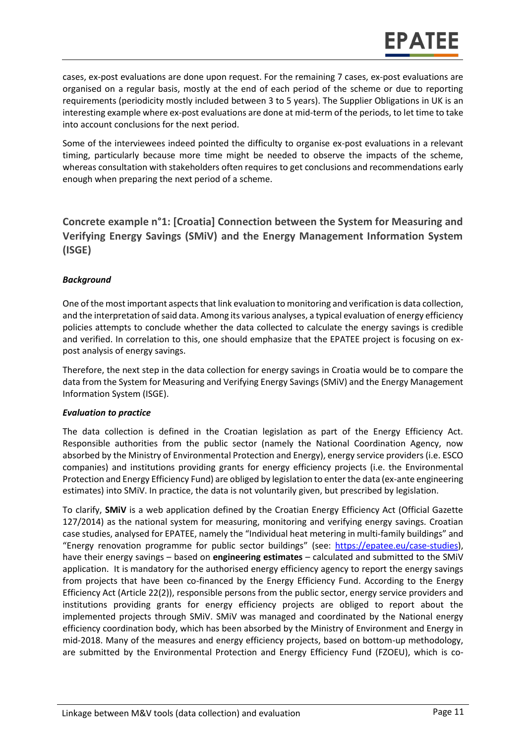cases, ex-post evaluations are done upon request. For the remaining 7 cases, ex-post evaluations are organised on a regular basis, mostly at the end of each period of the scheme or due to reporting requirements (periodicity mostly included between 3 to 5 years). The Supplier Obligations in UK is an interesting example where ex-post evaluations are done at mid-term of the periods, to let time to take into account conclusions for the next period.

Some of the interviewees indeed pointed the difficulty to organise ex-post evaluations in a relevant timing, particularly because more time might be needed to observe the impacts of the scheme, whereas consultation with stakeholders often requires to get conclusions and recommendations early enough when preparing the next period of a scheme.

## Concrete example n°1: [Croatia] Connection between the System for Measuring and Verifying Energy Savings (SMiV) and the Energy Management Information System (ISGE)

***Background***

One of the most important aspects that link evaluation to monitoring and verification is data collection, and the interpretation of said data. Among its various analyses, a typical evaluation of energy efficiency policies attempts to conclude whether the data collected to calculate the energy savings is credible and verified. In correlation to this, one should emphasize that the EPATEE project is focusing on ex-post analysis of energy savings.

Therefore, the next step in the data collection for energy savings in Croatia would be to compare the data from the System for Measuring and Verifying Energy Savings (SMiV) and the Energy Management Information System (ISGE).

***Evaluation to practice***

The data collection is defined in the Croatian legislation as part of the Energy Efficiency Act. Responsible authorities from the public sector (namely the National Coordination Agency, now absorbed by the Ministry of Environmental Protection and Energy), energy service providers (i.e. ESCO companies) and institutions providing grants for energy efficiency projects (i.e. the Environmental Protection and Energy Efficiency Fund) are obliged by legislation to enter the data (ex-ante engineering estimates) into SMiV. In practice, the data is not voluntarily given, but prescribed by legislation.

To clarify, **SMiV** is a web application defined by the Croatian Energy Efficiency Act (Official Gazette 127/2014) as the national system for measuring, monitoring and verifying energy savings. Croatian case studies, analysed for EPATEE, namely the "Individual heat metering in multi-family buildings" and "Energy renovation programme for public sector buildings" (see: https://epatee.eu/case-studies), have their energy savings – based on **engineering estimates** – calculated and submitted to the SMiV application. It is mandatory for the authorised energy efficiency agency to report the energy savings from projects that have been co-financed by the Energy Efficiency Fund. According to the Energy Efficiency Act (Article 22(2)), responsible persons from the public sector, energy service providers and institutions providing grants for energy efficiency projects are obliged to report about the implemented projects through SMiV. SMiV was managed and coordinated by the National energy efficiency coordination body, which has been absorbed by the Ministry of Environment and Energy in mid-2018. Many of the measures and energy efficiency projects, based on bottom-up methodology, are submitted by the Environmental Protection and Energy Efficiency Fund (FZOEU), which is co-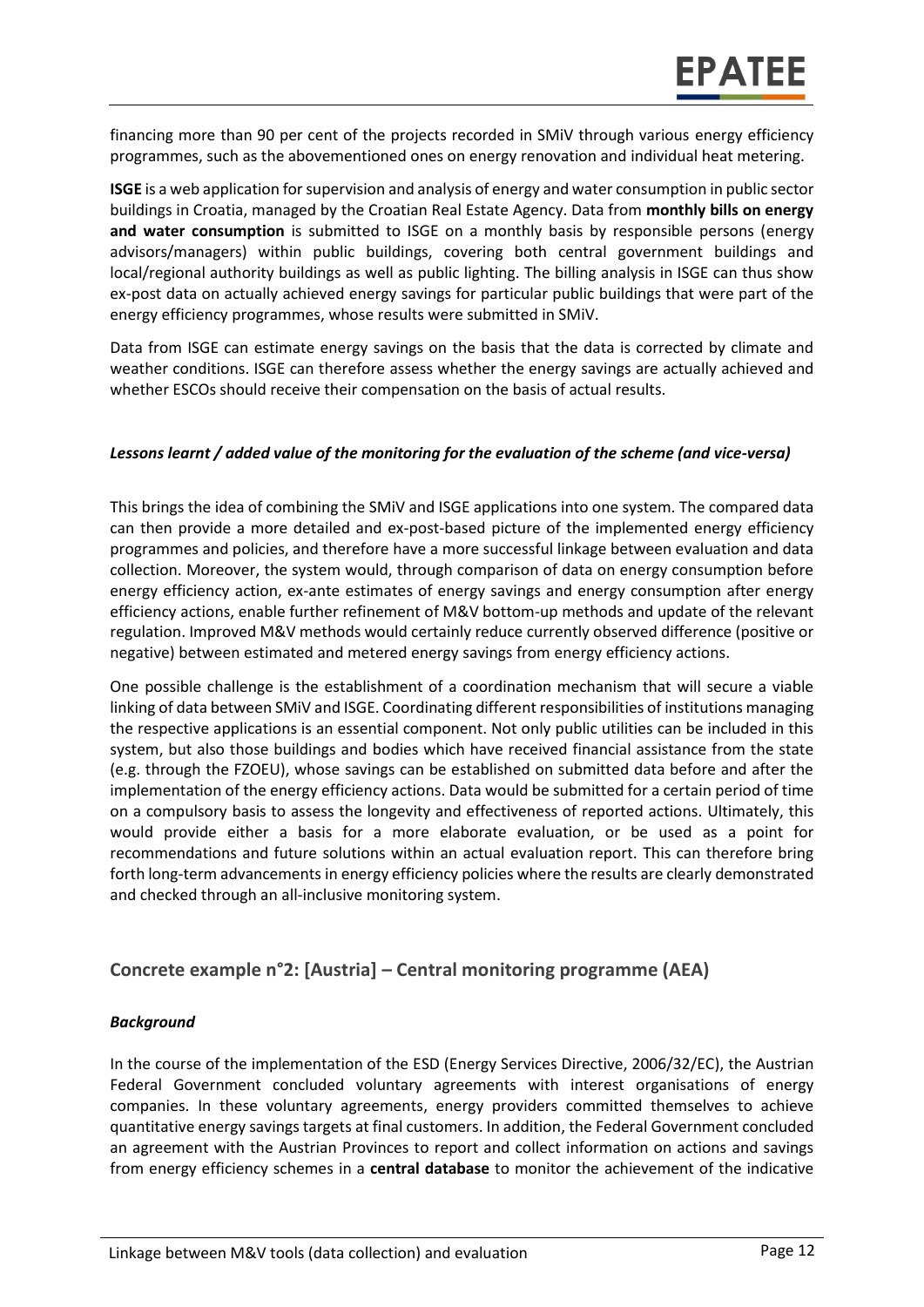financing more than 90 per cent of the projects recorded in SMiV through various energy efficiency programmes, such as the abovementioned ones on energy renovation and individual heat metering.

**ISGE** is a web application for supervision and analysis of energy and water consumption in public sector buildings in Croatia, managed by the Croatian Real Estate Agency. Data from **monthly bills on energy and water consumption** is submitted to ISGE on a monthly basis by responsible persons (energy advisors/managers) within public buildings, covering both central government buildings and local/regional authority buildings as well as public lighting. The billing analysis in ISGE can thus show ex-post data on actually achieved energy savings for particular public buildings that were part of the energy efficiency programmes, whose results were submitted in SMiV.

Data from ISGE can estimate energy savings on the basis that the data is corrected by climate and weather conditions. ISGE can therefore assess whether the energy savings are actually achieved and whether ESCOs should receive their compensation on the basis of actual results.

#### *Lessons learnt / added value of the monitoring for the evaluation of the scheme (and vice-versa)*

This brings the idea of combining the SMiV and ISGE applications into one system. The compared data can then provide a more detailed and ex-post-based picture of the implemented energy efficiency programmes and policies, and therefore have a more successful linkage between evaluation and data collection. Moreover, the system would, through comparison of data on energy consumption before energy efficiency action, ex-ante estimates of energy savings and energy consumption after energy efficiency actions, enable further refinement of M&V bottom-up methods and update of the relevant regulation. Improved M&V methods would certainly reduce currently observed difference (positive or negative) between estimated and metered energy savings from energy efficiency actions.

One possible challenge is the establishment of a coordination mechanism that will secure a viable linking of data between SMiV and ISGE. Coordinating different responsibilities of institutions managing the respective applications is an essential component. Not only public utilities can be included in this system, but also those buildings and bodies which have received financial assistance from the state (e.g. through the FZOEU), whose savings can be established on submitted data before and after the implementation of the energy efficiency actions. Data would be submitted for a certain period of time on a compulsory basis to assess the longevity and effectiveness of reported actions. Ultimately, this would provide either a basis for a more elaborate evaluation, or be used as a point for recommendations and future solutions within an actual evaluation report. This can therefore bring forth long-term advancements in energy efficiency policies where the results are clearly demonstrated and checked through an all-inclusive monitoring system.

### Concrete example n°2: [Austria] – Central monitoring programme (AEA)

#### *Background*

In the course of the implementation of the ESD (Energy Services Directive, 2006/32/EC), the Austrian Federal Government concluded voluntary agreements with interest organisations of energy companies. In these voluntary agreements, energy providers committed themselves to achieve quantitative energy savings targets at final customers. In addition, the Federal Government concluded an agreement with the Austrian Provinces to report and collect information on actions and savings from energy efficiency schemes in a **central database** to monitor the achievement of the indicative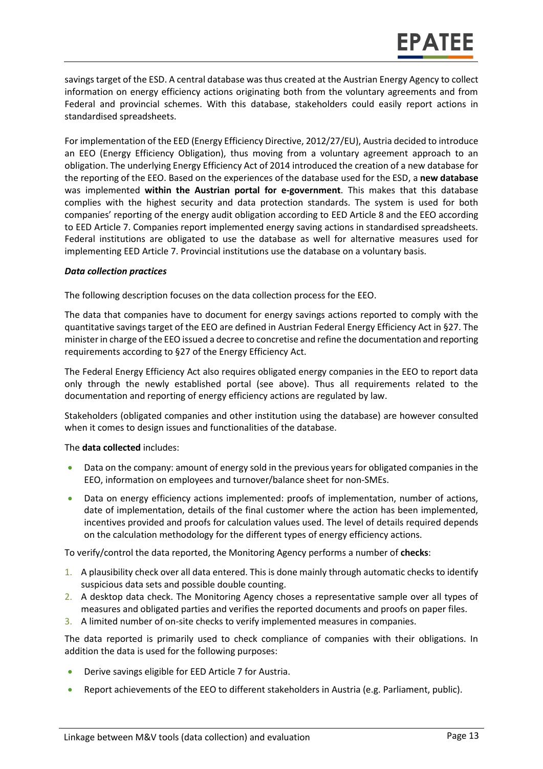savings target of the ESD. A central database was thus created at the Austrian Energy Agency to collect information on energy efficiency actions originating both from the voluntary agreements and from Federal and provincial schemes. With this database, stakeholders could easily report actions in standardised spreadsheets.

For implementation of the EED (Energy Efficiency Directive, 2012/27/EU), Austria decided to introduce an EEO (Energy Efficiency Obligation), thus moving from a voluntary agreement approach to an obligation. The underlying Energy Efficiency Act of 2014 introduced the creation of a new database for the reporting of the EEO. Based on the experiences of the database used for the ESD, a **new database** was implemented **within the Austrian portal for e-government**. This makes that this database complies with the highest security and data protection standards. The system is used for both companies' reporting of the energy audit obligation according to EED Article 8 and the EEO according to EED Article 7. Companies report implemented energy saving actions in standardised spreadsheets. Federal institutions are obligated to use the database as well for alternative measures used for implementing EED Article 7. Provincial institutions use the database on a voluntary basis.

***Data collection practices***

The following description focuses on the data collection process for the EEO.

The data that companies have to document for energy savings actions reported to comply with the quantitative savings target of the EEO are defined in Austrian Federal Energy Efficiency Act in §27. The minister in charge of the EEO issued a decree to concretise and refine the documentation and reporting requirements according to §27 of the Energy Efficiency Act.

The Federal Energy Efficiency Act also requires obligated energy companies in the EEO to report data only through the newly established portal (see above). Thus all requirements related to the documentation and reporting of energy efficiency actions are regulated by law.

Stakeholders (obligated companies and other institution using the database) are however consulted when it comes to design issues and functionalities of the database.

The **data collected** includes:

- Data on the company: amount of energy sold in the previous years for obligated companies in the EEO, information on employees and turnover/balance sheet for non-SMEs.
- Data on energy efficiency actions implemented: proofs of implementation, number of actions, date of implementation, details of the final customer where the action has been implemented, incentives provided and proofs for calculation values used. The level of details required depends on the calculation methodology for the different types of energy efficiency actions.

To verify/control the data reported, the Monitoring Agency performs a number of **checks**:

1. A plausibility check over all data entered. This is done mainly through automatic checks to identify suspicious data sets and possible double counting.
2. A desktop data check. The Monitoring Agency choses a representative sample over all types of measures and obligated parties and verifies the reported documents and proofs on paper files.
3. A limited number of on-site checks to verify implemented measures in companies.

The data reported is primarily used to check compliance of companies with their obligations. In addition the data is used for the following purposes:

- Derive savings eligible for EED Article 7 for Austria.
- Report achievements of the EEO to different stakeholders in Austria (e.g. Parliament, public).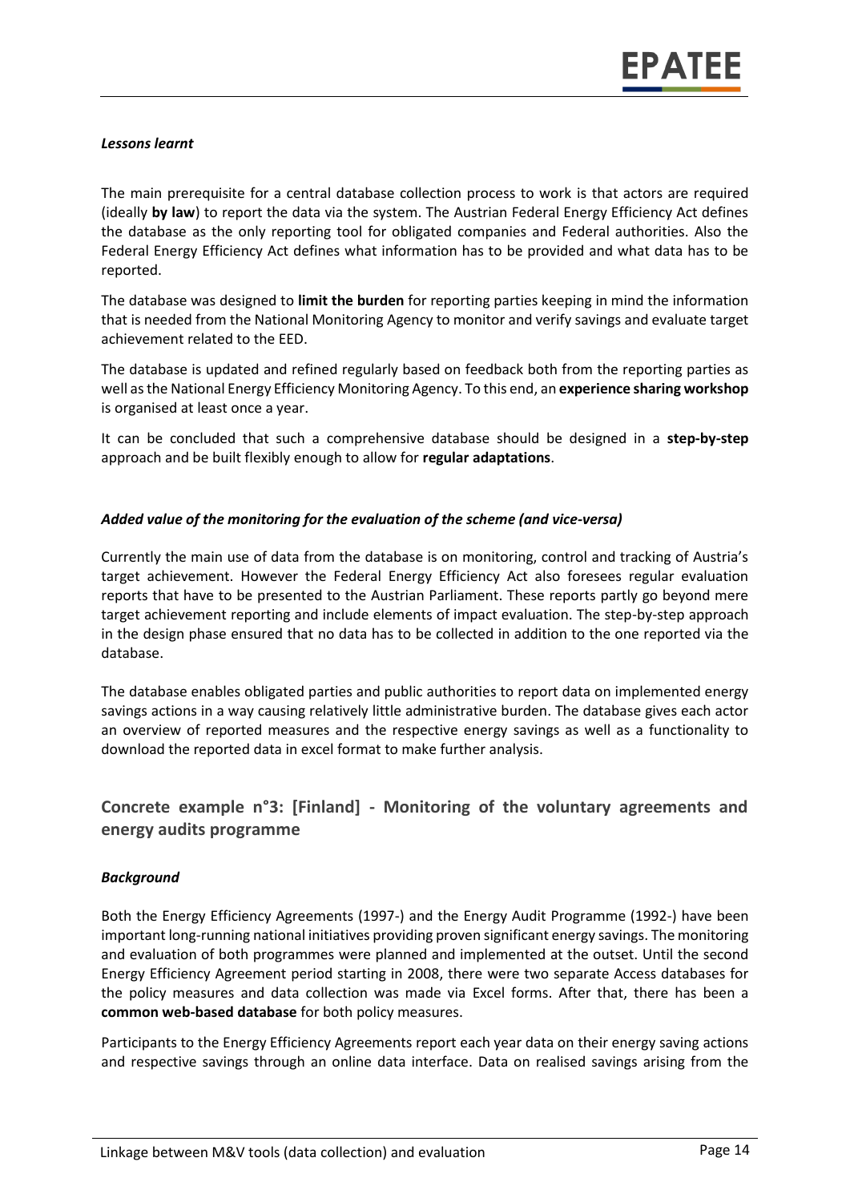### *Lessons learnt*

The main prerequisite for a central database collection process to work is that actors are required (ideally **by law**) to report the data via the system. The Austrian Federal Energy Efficiency Act defines the database as the only reporting tool for obligated companies and Federal authorities. Also the Federal Energy Efficiency Act defines what information has to be provided and what data has to be reported.

The database was designed to **limit the burden** for reporting parties keeping in mind the information that is needed from the National Monitoring Agency to monitor and verify savings and evaluate target achievement related to the EED.

The database is updated and refined regularly based on feedback both from the reporting parties as well as the National Energy Efficiency Monitoring Agency. To this end, an **experience sharing workshop** is organised at least once a year.

It can be concluded that such a comprehensive database should be designed in a **step-by-step** approach and be built flexibly enough to allow for **regular adaptations**.

### *Added value of the monitoring for the evaluation of the scheme (and vice-versa)*

Currently the main use of data from the database is on monitoring, control and tracking of Austria's target achievement. However the Federal Energy Efficiency Act also foresees regular evaluation reports that have to be presented to the Austrian Parliament. These reports partly go beyond mere target achievement reporting and include elements of impact evaluation. The step-by-step approach in the design phase ensured that no data has to be collected in addition to the one reported via the database.

The database enables obligated parties and public authorities to report data on implemented energy savings actions in a way causing relatively little administrative burden. The database gives each actor an overview of reported measures and the respective energy savings as well as a functionality to download the reported data in excel format to make further analysis.

## Concrete example n°3: [Finland] - Monitoring of the voluntary agreements and energy audits programme

### *Background*

Both the Energy Efficiency Agreements (1997-) and the Energy Audit Programme (1992-) have been important long-running national initiatives providing proven significant energy savings. The monitoring and evaluation of both programmes were planned and implemented at the outset. Until the second Energy Efficiency Agreement period starting in 2008, there were two separate Access databases for the policy measures and data collection was made via Excel forms. After that, there has been a **common web-based database** for both policy measures.

Participants to the Energy Efficiency Agreements report each year data on their energy saving actions and respective savings through an online data interface. Data on realised savings arising from the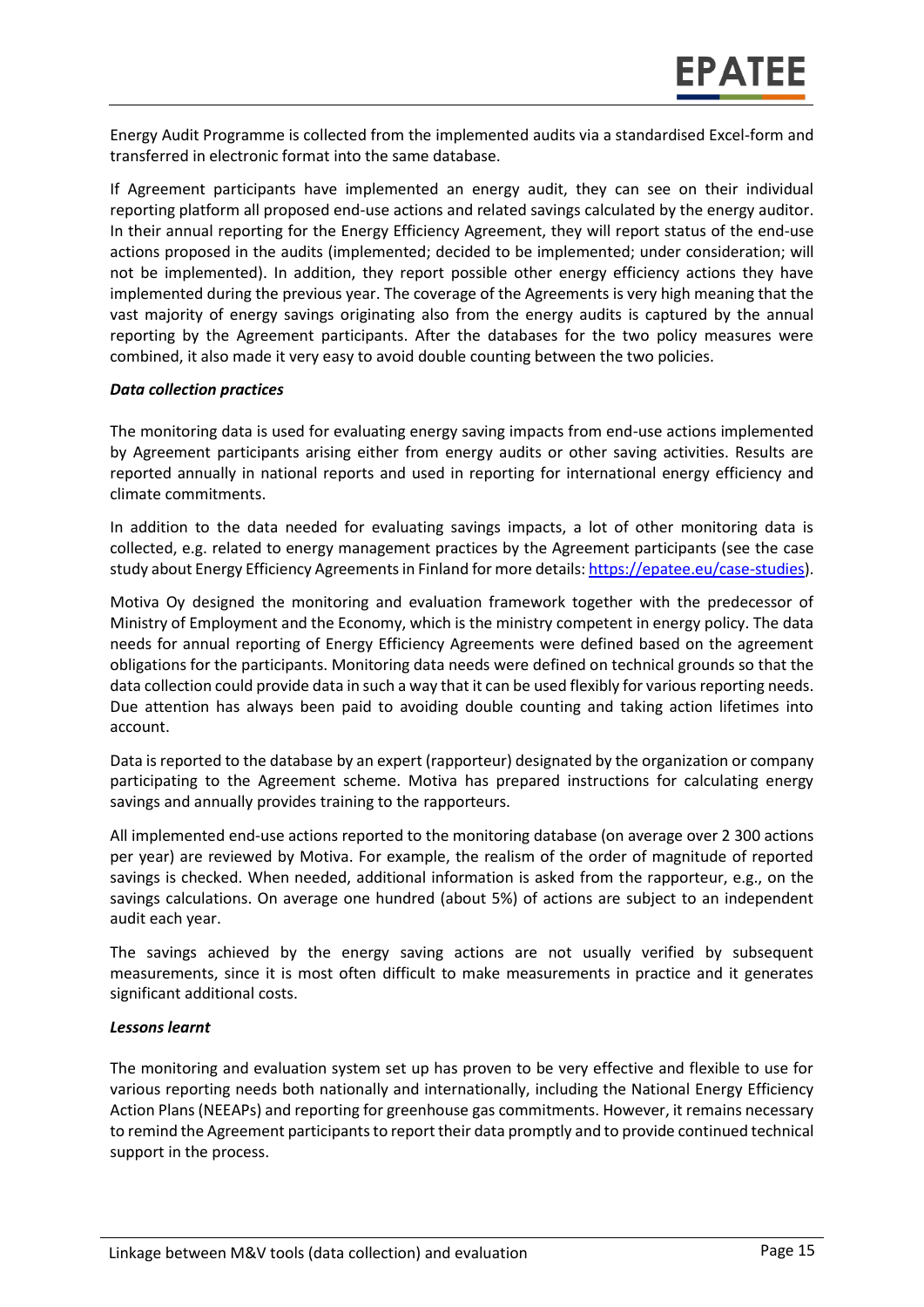Energy Audit Programme is collected from the implemented audits via a standardised Excel-form and transferred in electronic format into the same database.

If Agreement participants have implemented an energy audit, they can see on their individual reporting platform all proposed end-use actions and related savings calculated by the energy auditor. In their annual reporting for the Energy Efficiency Agreement, they will report status of the end-use actions proposed in the audits (implemented; decided to be implemented; under consideration; will not be implemented). In addition, they report possible other energy efficiency actions they have implemented during the previous year. The coverage of the Agreements is very high meaning that the vast majority of energy savings originating also from the energy audits is captured by the annual reporting by the Agreement participants. After the databases for the two policy measures were combined, it also made it very easy to avoid double counting between the two policies.

***Data collection practices***

The monitoring data is used for evaluating energy saving impacts from end-use actions implemented by Agreement participants arising either from energy audits or other saving activities. Results are reported annually in national reports and used in reporting for international energy efficiency and climate commitments.

In addition to the data needed for evaluating savings impacts, a lot of other monitoring data is collected, e.g. related to energy management practices by the Agreement participants (see the case study about Energy Efficiency Agreements in Finland for more details: [https://epatee.eu/case-studies](https://epatee.eu/case-studies)).

Motiva Oy designed the monitoring and evaluation framework together with the predecessor of Ministry of Employment and the Economy, which is the ministry competent in energy policy. The data needs for annual reporting of Energy Efficiency Agreements were defined based on the agreement obligations for the participants. Monitoring data needs were defined on technical grounds so that the data collection could provide data in such a way that it can be used flexibly for various reporting needs. Due attention has always been paid to avoiding double counting and taking action lifetimes into account.

Data is reported to the database by an expert (rapporteur) designated by the organization or company participating to the Agreement scheme. Motiva has prepared instructions for calculating energy savings and annually provides training to the rapporteurs.

All implemented end-use actions reported to the monitoring database (on average over 2 300 actions per year) are reviewed by Motiva. For example, the realism of the order of magnitude of reported savings is checked. When needed, additional information is asked from the rapporteur, e.g., on the savings calculations. On average one hundred (about 5%) of actions are subject to an independent audit each year.

The savings achieved by the energy saving actions are not usually verified by subsequent measurements, since it is most often difficult to make measurements in practice and it generates significant additional costs.

***Lessons learnt***

The monitoring and evaluation system set up has proven to be very effective and flexible to use for various reporting needs both nationally and internationally, including the National Energy Efficiency Action Plans (NEEAPs) and reporting for greenhouse gas commitments. However, it remains necessary to remind the Agreement participants to report their data promptly and to provide continued technical support in the process.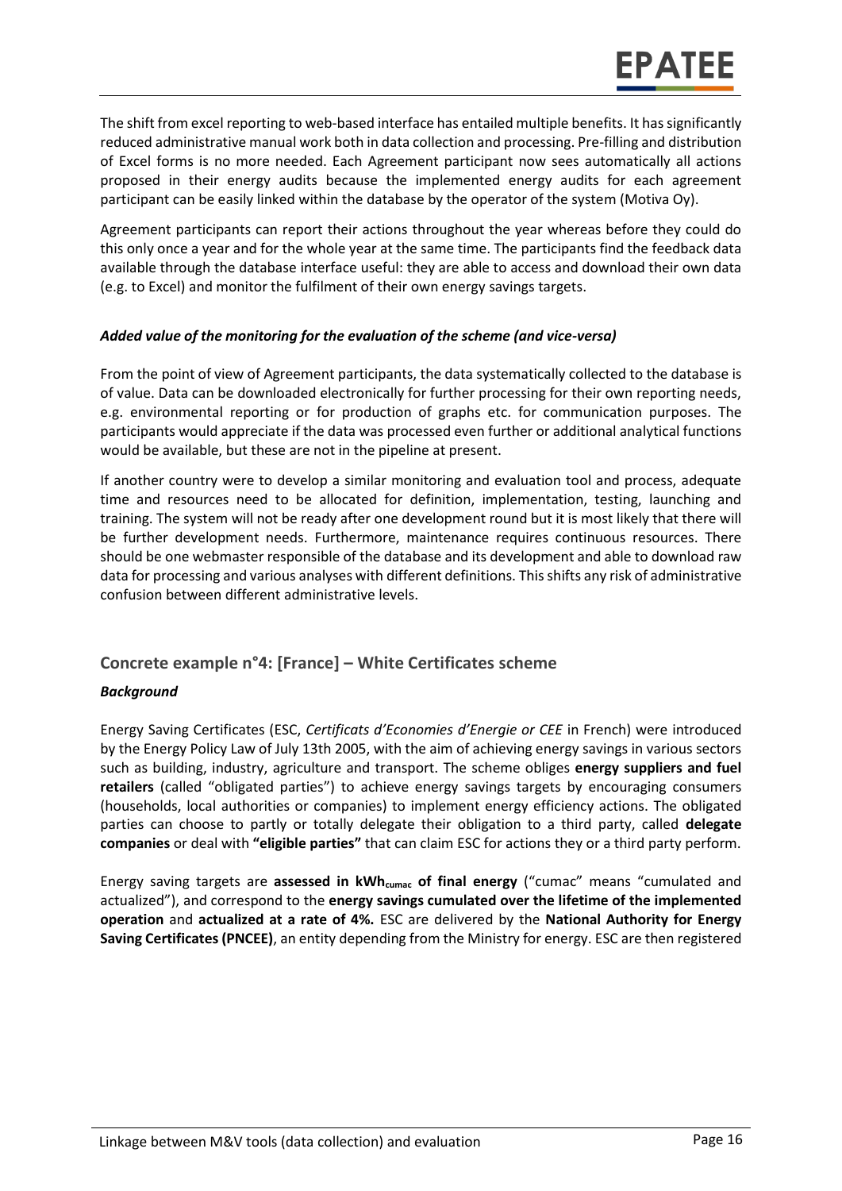The shift from excel reporting to web-based interface has entailed multiple benefits. It has significantly reduced administrative manual work both in data collection and processing. Pre-filling and distribution of Excel forms is no more needed. Each Agreement participant now sees automatically all actions proposed in their energy audits because the implemented energy audits for each agreement participant can be easily linked within the database by the operator of the system (Motiva Oy).

Agreement participants can report their actions throughout the year whereas before they could do this only once a year and for the whole year at the same time. The participants find the feedback data available through the database interface useful: they are able to access and download their own data (e.g. to Excel) and monitor the fulfilment of their own energy savings targets.

#### *Added value of the monitoring for the evaluation of the scheme (and vice-versa)*

From the point of view of Agreement participants, the data systematically collected to the database is of value. Data can be downloaded electronically for further processing for their own reporting needs, e.g. environmental reporting or for production of graphs etc. for communication purposes. The participants would appreciate if the data was processed even further or additional analytical functions would be available, but these are not in the pipeline at present.

If another country were to develop a similar monitoring and evaluation tool and process, adequate time and resources need to be allocated for definition, implementation, testing, launching and training. The system will not be ready after one development round but it is most likely that there will be further development needs. Furthermore, maintenance requires continuous resources. There should be one webmaster responsible of the database and its development and able to download raw data for processing and various analyses with different definitions. This shifts any risk of administrative confusion between different administrative levels.

### Concrete example n°4: [France] – White Certificates scheme

#### *Background*

Energy Saving Certificates (ESC, *Certificats d'Economies d'Energie or CEE* in French) were introduced by the Energy Policy Law of July 13th 2005, with the aim of achieving energy savings in various sectors such as building, industry, agriculture and transport. The scheme obliges **energy suppliers and fuel retailers** (called "obligated parties") to achieve energy savings targets by encouraging consumers (households, local authorities or companies) to implement energy efficiency actions. The obligated parties can choose to partly or totally delegate their obligation to a third party, called **delegate companies** or deal with **"eligible parties"** that can claim ESC for actions they or a third party perform.

Energy saving targets are **assessed in $kWh_{cumac}$ of final energy** ("cumac" means "cumulated and actualized"), and correspond to the **energy savings cumulated over the lifetime of the implemented operation** and **actualized at a rate of 4%.** ESC are delivered by the **National Authority for Energy Saving Certificates (PNCEE)**, an entity depending from the Ministry for energy. ESC are then registered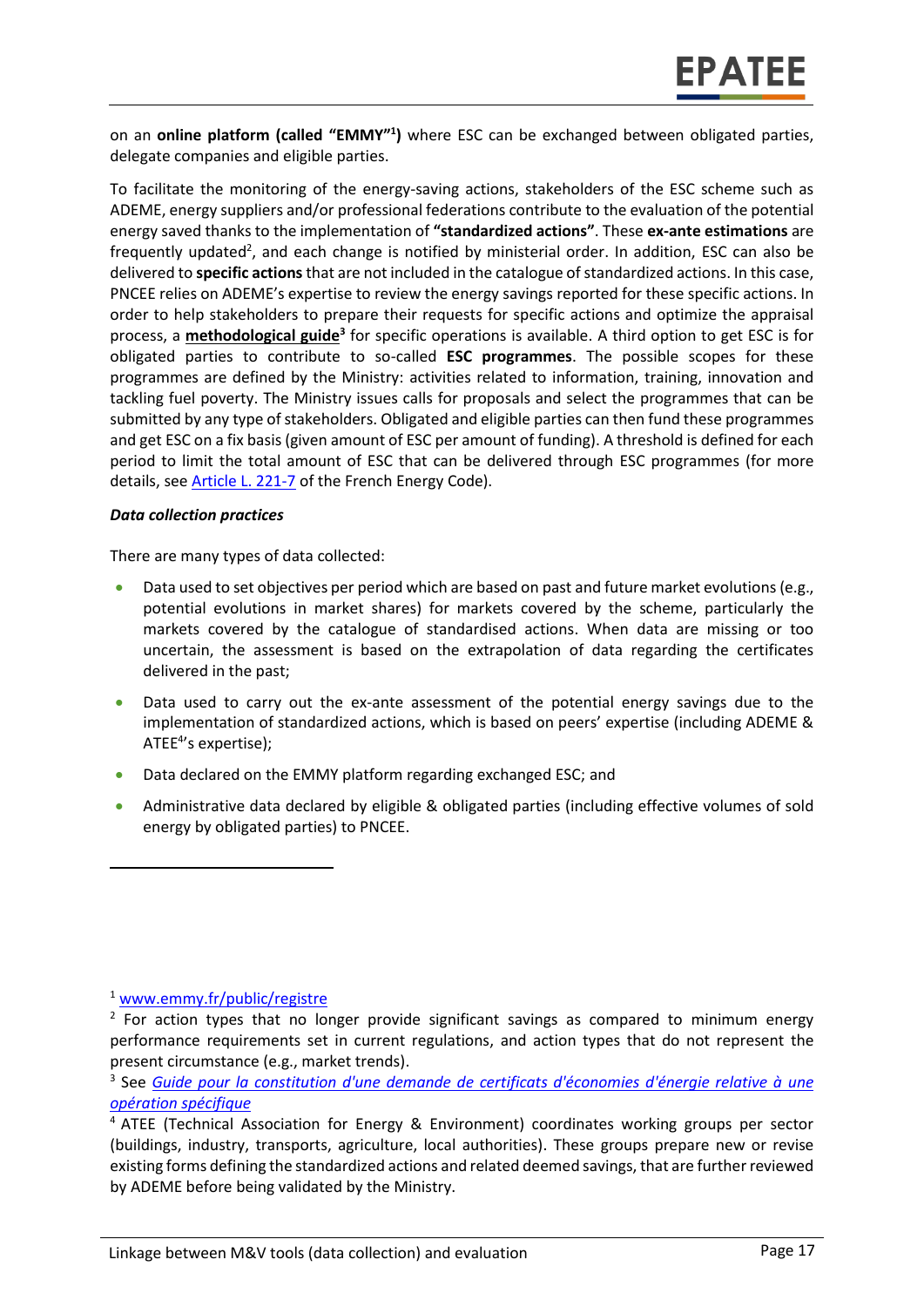on an **online platform (called "EMMY"[1])** where ESC can be exchanged between obligated parties, delegate companies and eligible parties.

To facilitate the monitoring of the energy-saving actions, stakeholders of the ESC scheme such as ADEME, energy suppliers and/or professional federations contribute to the evaluation of the potential energy saved thanks to the implementation of **"standardized actions"**. These **ex-ante estimations** are frequently updated[2], and each change is notified by ministerial order. In addition, ESC can also be delivered to **specific actions** that are not included in the catalogue of standardized actions. In this case, PNCEE relies on ADEME's expertise to review the energy savings reported for these specific actions. In order to help stakeholders to prepare their requests for specific actions and optimize the appraisal process, a **methodological guide**[3] for specific operations is available. A third option to get ESC is for obligated parties to contribute to so-called **ESC programmes**. The possible scopes for these programmes are defined by the Ministry: activities related to information, training, innovation and tackling fuel poverty. The Ministry issues calls for proposals and select the programmes that can be submitted by any type of stakeholders. Obligated and eligible parties can then fund these programmes and get ESC on a fix basis (given amount of ESC per amount of funding). A threshold is defined for each period to limit the total amount of ESC that can be delivered through ESC programmes (for more details, see Article L. 221-7 of the French Energy Code).

***Data collection practices***

There are many types of data collected:

- Data used to set objectives per period which are based on past and future market evolutions (e.g., potential evolutions in market shares) for markets covered by the scheme, particularly the markets covered by the catalogue of standardised actions. When data are missing or too uncertain, the assessment is based on the extrapolation of data regarding the certificates delivered in the past;
- Data used to carry out the ex-ante assessment of the potential energy savings due to the implementation of standardized actions, which is based on peers' expertise (including ADEME & ATEE[4]'s expertise);
- Data declared on the EMMY platform regarding exchanged ESC; and
- Administrative data declared by eligible & obligated parties (including effective volumes of sold energy by obligated parties) to PNCEE.

---

[1] www.emmy.fr/public/registre

[2] For action types that no longer provide significant savings as compared to minimum energy performance requirements set in current regulations, and action types that do not represent the present circumstance (e.g., market trends).

[3] See *Guide pour la constitution d'une demande de certificats d'économies d'énergie relative à une opération spécifique*

[4] ATEE (Technical Association for Energy & Environment) coordinates working groups per sector (buildings, industry, transports, agriculture, local authorities). These groups prepare new or revise existing forms defining the standardized actions and related deemed savings, that are further reviewed by ADEME before being validated by the Ministry.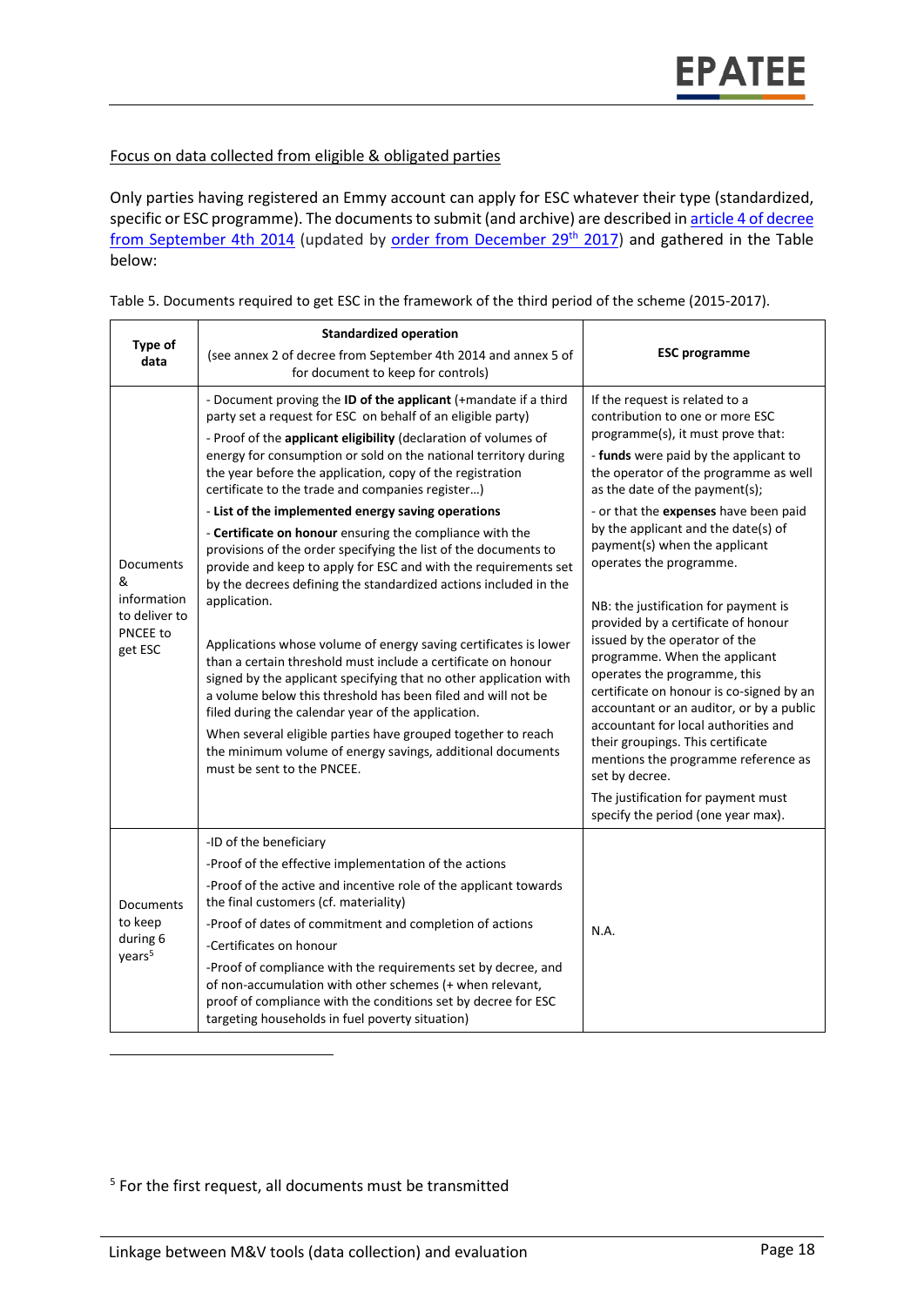Focus on data collected from eligible & obligated parties

Only parties having registered an Emmy account can apply for ESC whatever their type (standardized, specific or ESC programme). The documents to submit (and archive) are described in article 4 of decree from September 4th 2014 (updated by order from December 29th 2017) and gathered in the Table below:

Table 5. Documents required to get ESC in the framework of the third period of the scheme (2015-2017).

| Type of data | Standardized operation<br>(see annex 2 of decree from September 4th 2014 and annex 5 of for document to keep for controls) | ESC programme |
|---|---|---|
| Documents & information to deliver to PNCEE to get ESC | - Document proving the **ID of the applicant** (+mandate if a third party set a request for ESC on behalf of an eligible party)<br>- Proof of the **applicant eligibility** (declaration of volumes of energy for consumption or sold on the national territory during the year before the application, copy of the registration certificate to the trade and companies register…)<br>- **List of the implemented energy saving operations**<br>- **Certificate on honour** ensuring the compliance with the provisions of the order specifying the list of the documents to provide and keep to apply for ESC and with the requirements set by the decrees defining the standardized actions included in the application.<br><br>Applications whose volume of energy saving certificates is lower than a certain threshold must include a certificate on honour signed by the applicant specifying that no other application with a volume below this threshold has been filed and will not be filed during the calendar year of the application.<br>When several eligible parties have grouped together to reach the minimum volume of energy savings, additional documents must be sent to the PNCEE. | If the request is related to a contribution to one or more ESC programme(s), it must prove that:<br>- **funds** were paid by the applicant to the operator of the programme as well as the date of the payment(s);<br>- or that the **expenses** have been paid by the applicant and the date(s) of payment(s) when the applicant operates the programme.<br><br>NB: the justification for payment is provided by a certificate of honour issued by the operator of the programme. When the applicant operates the programme, this certificate on honour is co-signed by an accountant or an auditor, or by a public accountant for local authorities and their groupings. This certificate mentions the programme reference as set by decree.<br>The justification for payment must specify the period (one year max). |
| Documents to keep during 6 years[5] | -ID of the beneficiary<br>-Proof of the effective implementation of the actions<br>-Proof of the active and incentive role of the applicant towards the final customers (cf. materiality)<br>-Proof of dates of commitment and completion of actions<br>-Certificates on honour<br>-Proof of compliance with the requirements set by decree, and of non-accumulation with other schemes (+ when relevant, proof of compliance with the conditions set by decree for ESC targeting households in fuel poverty situation) | N.A. |

[5] For the first request, all documents must be transmitted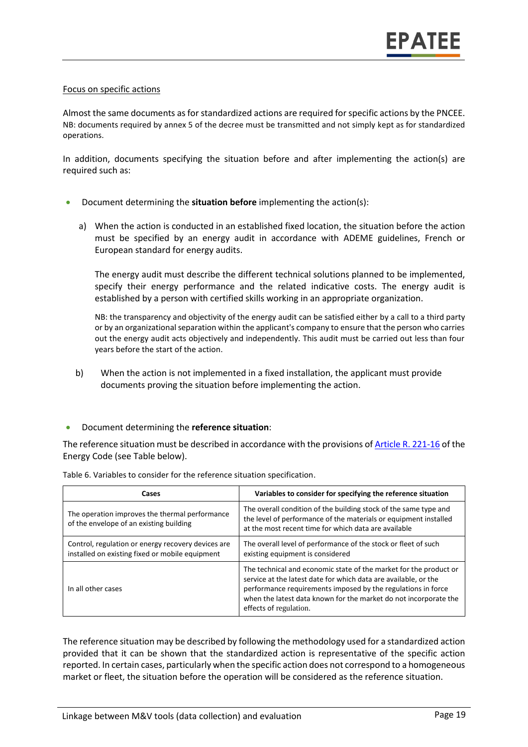Focus on specific actions

Almost the same documents as for standardized actions are required for specific actions by the PNCEE. NB: documents required by annex 5 of the decree must be transmitted and not simply kept as for standardized operations.

In addition, documents specifying the situation before and after implementing the action(s) are required such as:

- Document determining the **situation before** implementing the action(s):

  a) When the action is conducted in an established fixed location, the situation before the action must be specified by an energy audit in accordance with ADEME guidelines, French or European standard for energy audits.

     The energy audit must describe the different technical solutions planned to be implemented, specify their energy performance and the related indicative costs. The energy audit is established by a person with certified skills working in an appropriate organization.

     NB: the transparency and objectivity of the energy audit can be satisfied either by a call to a third party or by an organizational separation within the applicant's company to ensure that the person who carries out the energy audit acts objectively and independently. This audit must be carried out less than four years before the start of the action.

  b) When the action is not implemented in a fixed installation, the applicant must provide documents proving the situation before implementing the action.

- Document determining the **reference situation**:

The reference situation must be described in accordance with the provisions of [Article R. 221-16](#) of the Energy Code (see Table below).

Table 6. Variables to consider for the reference situation specification.

| Cases | Variables to consider for specifying the reference situation |
|---|---|
| The operation improves the thermal performance of the envelope of an existing building | The overall condition of the building stock of the same type and the level of performance of the materials or equipment installed at the most recent time for which data are available |
| Control, regulation or energy recovery devices are installed on existing fixed or mobile equipment | The overall level of performance of the stock or fleet of such existing equipment is considered |
| In all other cases | The technical and economic state of the market for the product or service at the latest date for which data are available, or the performance requirements imposed by the regulations in force when the latest data known for the market do not incorporate the effects of regulation. |

The reference situation may be described by following the methodology used for a standardized action provided that it can be shown that the standardized action is representative of the specific action reported. In certain cases, particularly when the specific action does not correspond to a homogeneous market or fleet, the situation before the operation will be considered as the reference situation.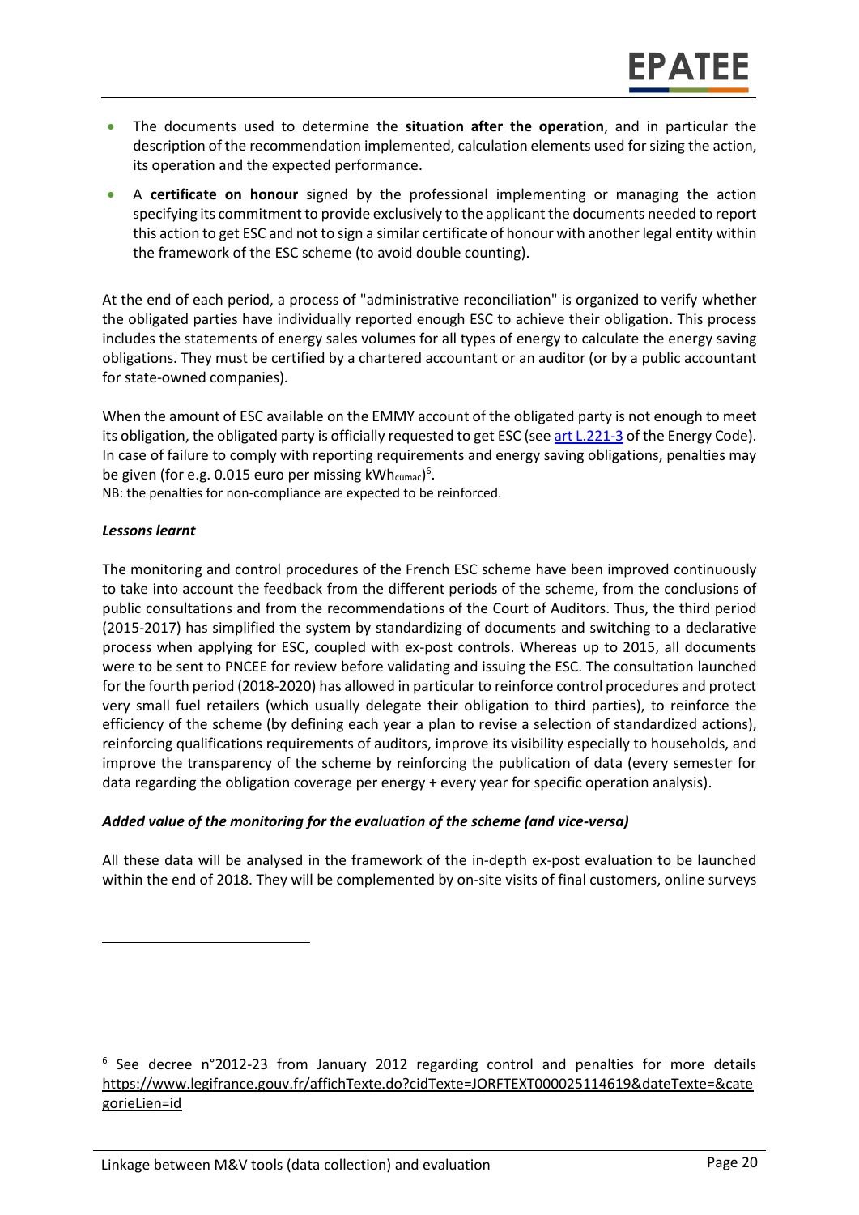- The documents used to determine the **situation after the operation**, and in particular the description of the recommendation implemented, calculation elements used for sizing the action, its operation and the expected performance.
- A **certificate on honour** signed by the professional implementing or managing the action specifying its commitment to provide exclusively to the applicant the documents needed to report this action to get ESC and not to sign a similar certificate of honour with another legal entity within the framework of the ESC scheme (to avoid double counting).

At the end of each period, a process of "administrative reconciliation" is organized to verify whether the obligated parties have individually reported enough ESC to achieve their obligation. This process includes the statements of energy sales volumes for all types of energy to calculate the energy saving obligations. They must be certified by a chartered accountant or an auditor (or by a public accountant for state-owned companies).

When the amount of ESC available on the EMMY account of the obligated party is not enough to meet its obligation, the obligated party is officially requested to get ESC (see [art L.221-3](https://www.legifrance.gouv.fr) of the Energy Code). In case of failure to comply with reporting requirements and energy saving obligations, penalties may be given (for e.g. 0.015 euro per missing $kWh_{cumac}$)[6].

NB: the penalties for non-compliance are expected to be reinforced.

### *Lessons learnt*

The monitoring and control procedures of the French ESC scheme have been improved continuously to take into account the feedback from the different periods of the scheme, from the conclusions of public consultations and from the recommendations of the Court of Auditors. Thus, the third period (2015-2017) has simplified the system by standardizing of documents and switching to a declarative process when applying for ESC, coupled with ex-post controls. Whereas up to 2015, all documents were to be sent to PNCEE for review before validating and issuing the ESC. The consultation launched for the fourth period (2018-2020) has allowed in particular to reinforce control procedures and protect very small fuel retailers (which usually delegate their obligation to third parties), to reinforce the efficiency of the scheme (by defining each year a plan to revise a selection of standardized actions), reinforcing qualifications requirements of auditors, improve its visibility especially to households, and improve the transparency of the scheme by reinforcing the publication of data (every semester for data regarding the obligation coverage per energy + every year for specific operation analysis).

### *Added value of the monitoring for the evaluation of the scheme (and vice-versa)*

All these data will be analysed in the framework of the in-depth ex-post evaluation to be launched within the end of 2018. They will be complemented by on-site visits of final customers, online surveys

---

[6] See decree n°2012-23 from January 2012 regarding control and penalties for more details https://www.legifrance.gouv.fr/affichTexte.do?cidTexte=JORFTEXT000025114619&dateTexte=&categorieLien=id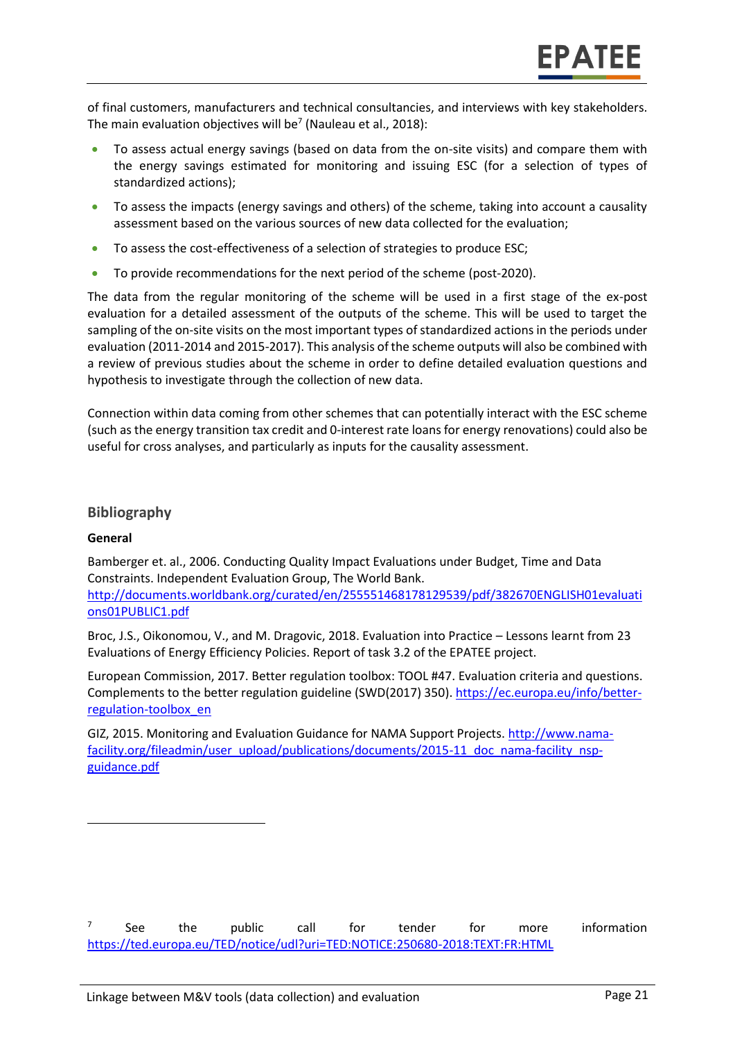of final customers, manufacturers and technical consultancies, and interviews with key stakeholders. The main evaluation objectives will be[7] (Nauleau et al., 2018):

- To assess actual energy savings (based on data from the on-site visits) and compare them with the energy savings estimated for monitoring and issuing ESC (for a selection of types of standardized actions);
- To assess the impacts (energy savings and others) of the scheme, taking into account a causality assessment based on the various sources of new data collected for the evaluation;
- To assess the cost-effectiveness of a selection of strategies to produce ESC;
- To provide recommendations for the next period of the scheme (post-2020).

The data from the regular monitoring of the scheme will be used in a first stage of the ex-post evaluation for a detailed assessment of the outputs of the scheme. This will be used to target the sampling of the on-site visits on the most important types of standardized actions in the periods under evaluation (2011-2014 and 2015-2017). This analysis of the scheme outputs will also be combined with a review of previous studies about the scheme in order to define detailed evaluation questions and hypothesis to investigate through the collection of new data.

Connection within data coming from other schemes that can potentially interact with the ESC scheme (such as the energy transition tax credit and 0-interest rate loans for energy renovations) could also be useful for cross analyses, and particularly as inputs for the causality assessment.

## Bibliography

**General**

Bamberger et. al., 2006. Conducting Quality Impact Evaluations under Budget, Time and Data Constraints. Independent Evaluation Group, The World Bank. http://documents.worldbank.org/curated/en/255551468178129539/pdf/382670ENGLISH01evaluations01PUBLIC1.pdf

Broc, J.S., Oikonomou, V., and M. Dragovic, 2018. Evaluation into Practice – Lessons learnt from 23 Evaluations of Energy Efficiency Policies. Report of task 3.2 of the EPATEE project.

European Commission, 2017. Better regulation toolbox: TOOL #47. Evaluation criteria and questions. Complements to the better regulation guideline (SWD(2017) 350). https://ec.europa.eu/info/better-regulation-toolbox_en

GIZ, 2015. Monitoring and Evaluation Guidance for NAMA Support Projects. http://www.nama-facility.org/fileadmin/user_upload/publications/documents/2015-11_doc_nama-facility_nsp-guidance.pdf

---

[7] See the public call for tender for more information https://ted.europa.eu/TED/notice/udl?uri=TED:NOTICE:250680-2018:TEXT:FR:HTML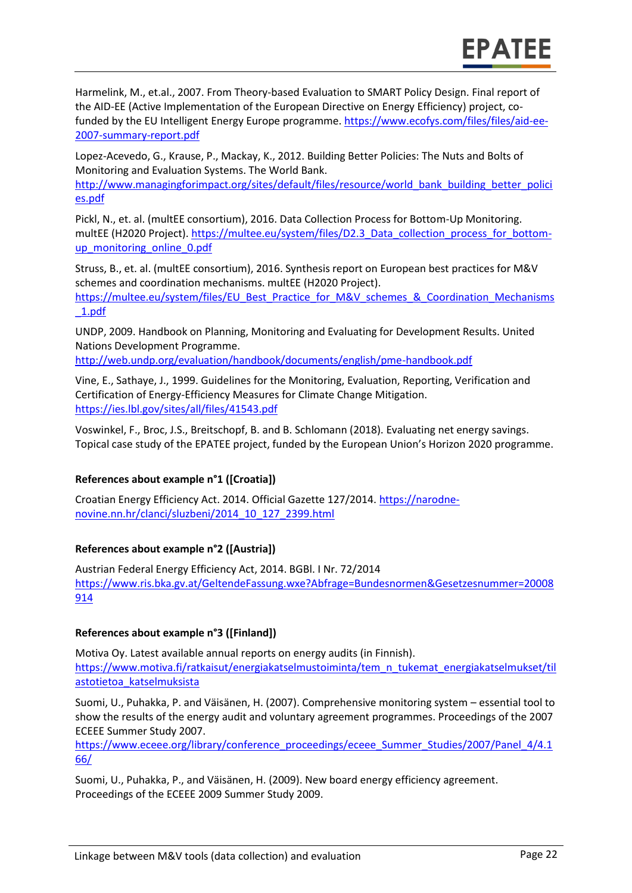Harmelink, M., et.al., 2007. From Theory-based Evaluation to SMART Policy Design. Final report of the AID-EE (Active Implementation of the European Directive on Energy Efficiency) project, co-funded by the EU Intelligent Energy Europe programme. https://www.ecofys.com/files/files/aid-ee-2007-summary-report.pdf

Lopez-Acevedo, G., Krause, P., Mackay, K., 2012. Building Better Policies: The Nuts and Bolts of Monitoring and Evaluation Systems. The World Bank. http://www.managingforimpact.org/sites/default/files/resource/world_bank_building_better_policies.pdf

Pickl, N., et. al. (multEE consortium), 2016. Data Collection Process for Bottom-Up Monitoring. multEE (H2020 Project). https://multee.eu/system/files/D2.3_Data_collection_process_for_bottom-up_monitoring_online_0.pdf

Struss, B., et. al. (multEE consortium), 2016. Synthesis report on European best practices for M&V schemes and coordination mechanisms. multEE (H2020 Project). https://multee.eu/system/files/EU_Best_Practice_for_M&V_schemes_&_Coordination_Mechanisms_1.pdf

UNDP, 2009. Handbook on Planning, Monitoring and Evaluating for Development Results. United Nations Development Programme. http://web.undp.org/evaluation/handbook/documents/english/pme-handbook.pdf

Vine, E., Sathaye, J., 1999. Guidelines for the Monitoring, Evaluation, Reporting, Verification and Certification of Energy-Efficiency Measures for Climate Change Mitigation. https://ies.lbl.gov/sites/all/files/41543.pdf

Voswinkel, F., Broc, J.S., Breitschopf, B. and B. Schlomann (2018). Evaluating net energy savings. Topical case study of the EPATEE project, funded by the European Union's Horizon 2020 programme.

**References about example n°1 ([Croatia])**

Croatian Energy Efficiency Act. 2014. Official Gazette 127/2014. https://narodne-novine.nn.hr/clanci/sluzbeni/2014_10_127_2399.html

**References about example n°2 ([Austria])**

Austrian Federal Energy Efficiency Act, 2014. BGBl. I Nr. 72/2014 https://www.ris.bka.gv.at/GeltendeFassung.wxe?Abfrage=Bundesnormen&Gesetzesnummer=20008914

**References about example n°3 ([Finland])**

Motiva Oy. Latest available annual reports on energy audits (in Finnish). https://www.motiva.fi/ratkaisut/energiakatselmustoiminta/tem_n_tukemat_energiakatselmukset/tilastotietoa_katselmuksista

Suomi, U., Puhakka, P. and Väisänen, H. (2007). Comprehensive monitoring system – essential tool to show the results of the energy audit and voluntary agreement programmes. Proceedings of the 2007 ECEEE Summer Study 2007. https://www.eceee.org/library/conference_proceedings/eceee_Summer_Studies/2007/Panel_4/4.166/

Suomi, U., Puhakka, P., and Väisänen, H. (2009). New board energy efficiency agreement. Proceedings of the ECEEE 2009 Summer Study 2009.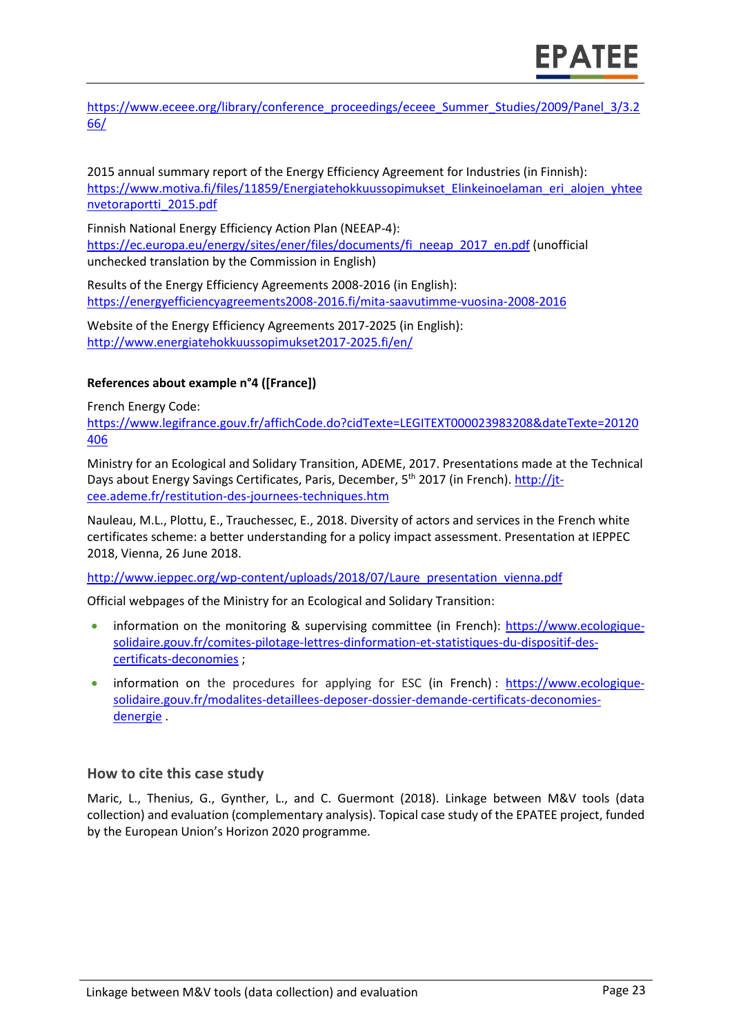https://www.eceee.org/library/conference_proceedings/eceee_Summer_Studies/2009/Panel_3/3.266/

2015 annual summary report of the Energy Efficiency Agreement for Industries (in Finnish): https://www.motiva.fi/files/11859/Energiatehokkuussopimukset_Elinkeinoelaman_eri_alojen_yhteenvetoraportti_2015.pdf

Finnish National Energy Efficiency Action Plan (NEEAP-4): https://ec.europa.eu/energy/sites/ener/files/documents/fi_neeap_2017_en.pdf (unofficial unchecked translation by the Commission in English)

Results of the Energy Efficiency Agreements 2008-2016 (in English): https://energyefficiencyagreements2008-2016.fi/mita-saavutimme-vuosina-2008-2016

Website of the Energy Efficiency Agreements 2017-2025 (in English): http://www.energiatehokkuussopimukset2017-2025.fi/en/

**References about example n°4 ([France])**

French Energy Code: https://www.legifrance.gouv.fr/affichCode.do?cidTexte=LEGITEXT000023983208&dateTexte=20120406

Ministry for an Ecological and Solidary Transition, ADEME, 2017. Presentations made at the Technical Days about Energy Savings Certificates, Paris, December, 5th 2017 (in French). http://jt-cee.ademe.fr/restitution-des-journees-techniques.htm

Nauleau, M.L., Plottu, E., Trauchessec, E., 2018. Diversity of actors and services in the French white certificates scheme: a better understanding for a policy impact assessment. Presentation at IEPPEC 2018, Vienna, 26 June 2018.

http://www.ieppec.org/wp-content/uploads/2018/07/Laure_presentation_vienna.pdf

Official webpages of the Ministry for an Ecological and Solidary Transition:

- information on the monitoring & supervising committee (in French): https://www.ecologique-solidaire.gouv.fr/comites-pilotage-lettres-dinformation-et-statistiques-du-dispositif-des-certificats-deconomies ;
- information on the procedures for applying for ESC (in French) : https://www.ecologique-solidaire.gouv.fr/modalites-detaillees-deposer-dossier-demande-certificats-deconomies-denergie .

### How to cite this case study

Maric, L., Thenius, G., Gynther, L., and C. Guermont (2018). Linkage between M&V tools (data collection) and evaluation (complementary analysis). Topical case study of the EPATEE project, funded by the European Union's Horizon 2020 programme.